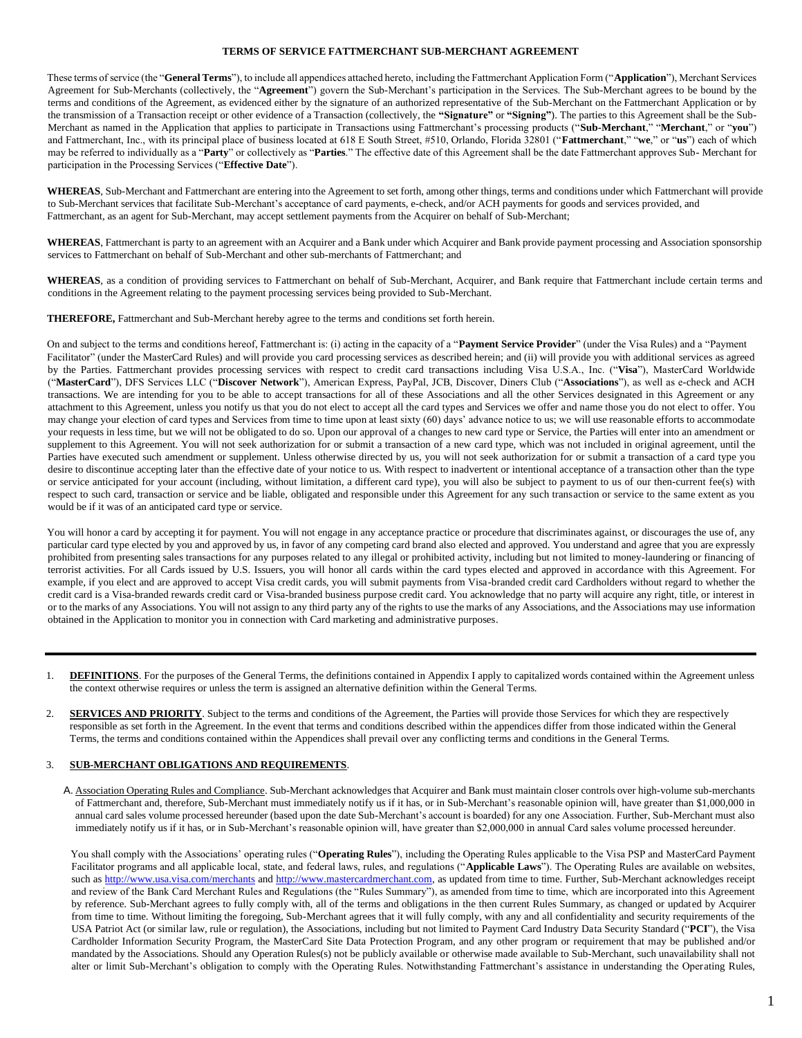# TERMS OF SERVICE FATTMERCHANT SUB-MERCHANT AGREEMENT

These terms of service (the "**General Terms**"), to include all appendices attached hereto, including the Fattmerchant Application Form ("**Application**"), Merchant Services Agreement for Sub-Merchants (collectively, the "**Agreement**") govern the Sub-Merchant's participation in the Services. The Sub-Merchant agrees to be bound by the terms and conditions of the Agreement, as evidenced either by the signature of an authorized representative of the Sub-Merchant on the Fattmerchant Application or by the transmission of a Transaction receipt or other evidence of a Transaction (collectively, the **"Signature"** or **"Signing")**. The parties to this Agreement shall be the Sub-Merchant as named in the Application that applies to participate in Transactions using Fattmerchant's processing products ("**Sub-Merchant**," "**Merchant**," or "**you**") and Fattmerchant, Inc., with its principal place of business located at 618 E South Street, #510, Orlando, Florida 32801 ("**Fattmerchant**," "**we**," or "**us**") each of which may be referred to individually as a "**Party**" or collectively as "**Parties**." The effective date of this Agreement shall be the date Fattmerchant approves Sub- Merchant for participation in the Processing Services ("**Effective Date**").

**WHEREAS**, Sub-Merchant and Fattmerchant are entering into the Agreement to set forth, among other things, terms and conditions under which Fattmerchant will provide to Sub-Merchant services that facilitate Sub-Merchant's acceptance of card payments, e-check, and/or ACH payments for goods and services provided, and Fattmerchant, as an agent for Sub-Merchant, may accept settlement payments from the Acquirer on behalf of Sub-Merchant;

**WHEREAS**, Fattmerchant is party to an agreement with an Acquirer and a Bank under which Acquirer and Bank provide payment processing and Association sponsorship services to Fattmerchant on behalf of Sub-Merchant and other sub-merchants of Fattmerchant; and

**WHEREAS**, as a condition of providing services to Fattmerchant on behalf of Sub-Merchant, Acquirer, and Bank require that Fattmerchant include certain terms and conditions in the Agreement relating to the payment processing services being provided to Sub-Merchant.

**THEREFORE,** Fattmerchant and Sub-Merchant hereby agree to the terms and conditions set forth herein.

On and subject to the terms and conditions hereof, Fattmerchant is: (i) acting in the capacity of a "**Payment Service Provider**" (under the Visa Rules) and a "Payment Facilitator" (under the MasterCard Rules) and will provide you card processing services as described herein; and (ii) will provide you with additional services as agreed by the Parties. Fattmerchant provides processing services with respect to credit card transactions including Visa U.S.A., Inc. ("**Visa**"), MasterCard Worldwide ("**MasterCard**"), DFS Services LLC ("**Discover Network**"), American Express, PayPal, JCB, Discover, Diners Club ("**Associations**"), as well as e-check and ACH transactions. We are intending for you to be able to accept transactions for all of these Associations and all the other Services designated in this Agreement or any attachment to this Agreement, unless you notify us that you do not elect to accept all the card types and Services we offer and name those you do not elect to offer. You may change your election of card types and Services from time to time upon at least sixty (60) days' advance notice to us; we will use reasonable efforts to accommodate your requests in less time, but we will not be obligated to do so. Upon our approval of a changes to new card type or Service, the Parties will enter into an amendment or supplement to this Agreement. You will not seek authorization for or submit a transaction of a new card type, which was not included in original agreement, until the Parties have executed such amendment or supplement. Unless otherwise directed by us, you will not seek authorization for or submit a transaction of a card type you desire to discontinue accepting later than the effective date of your notice to us. With respect to inadvertent or intentional acceptance of a transaction other than the type or service anticipated for your account (including, without limitation, a different card type), you will also be subject to payment to us of our then-current fee(s) with respect to such card, transaction or service and be liable, obligated and responsible under this Agreement for any such transaction or service to the same extent as you would be if it was of an anticipated card type or service.

You will honor a card by accepting it for payment. You will not engage in any acceptance practice or procedure that discriminates against, or discourages the use of, any particular card type elected by you and approved by us, in favor of any competing card brand also elected and approved. You understand and agree that you are expressly prohibited from presenting sales transactions for any purposes related to any illegal or prohibited activity, including but not limited to money-laundering or financing of terrorist activities. For all Cards issued by U.S. Issuers, you will honor all cards within the card types elected and approved in accordance with this Agreement. For example, if you elect and are approved to accept Visa credit cards, you will submit payments from Visa-branded credit card Cardholders without regard to whether the credit card is a Visa-branded rewards credit card or Visa-branded business purpose credit card. You acknowledge that no party will acquire any right, title, or interest in or to the marks of any Associations. You will not assign to any third party any of the rights to use the marks of any Associations, and the Associations may use information obtained in the Application to monitor you in connection with Card marketing and administrative purposes.

---

1. **DEFINITIONS**. For the purposes of the General Terms, the definitions contained in Appendix I apply to capitalized words contained within the Agreement unless the context otherwise requires or unless the term is assigned an alternative definition within the General Terms.

2. **SERVICES AND PRIORITY**. Subject to the terms and conditions of the Agreement, the Parties will provide those Services for which they are respectively responsible as set forth in the Agreement. In the event that terms and conditions described within the appendices differ from those indicated within the General Terms, the terms and conditions contained within the Appendices shall prevail over any conflicting terms and conditions in the General Terms.

3. **SUB-MERCHANT OBLIGATIONS AND REQUIREMENTS**.

   A. Association Operating Rules and Compliance. Sub-Merchant acknowledges that Acquirer and Bank must maintain closer controls over high-volume sub-merchants of Fattmerchant and, therefore, Sub-Merchant must immediately notify us if it has, or in Sub-Merchant's reasonable opinion will, have greater than $1,000,000 in annual card sales volume processed hereunder (based upon the date Sub-Merchant's account is boarded) for any one Association. Further, Sub-Merchant must also immediately notify us if it has, or in Sub-Merchant's reasonable opinion will, have greater than $2,000,000 in annual Card sales volume processed hereunder.

   You shall comply with the Associations' operating rules ("**Operating Rules**"), including the Operating Rules applicable to the Visa PSP and MasterCard Payment Facilitator programs and all applicable local, state, and federal laws, rules, and regulations ("**Applicable Laws**"). The Operating Rules are available on websites, such as http://www.usa.visa.com/merchants and http://www.mastercardmerchant.com, as updated from time to time. Further, Sub-Merchant acknowledges receipt and review of the Bank Card Merchant Rules and Regulations (the "Rules Summary"), as amended from time to time, which are incorporated into this Agreement by reference. Sub-Merchant agrees to fully comply with, all of the terms and obligations in the then current Rules Summary, as changed or updated by Acquirer from time to time. Without limiting the foregoing, Sub-Merchant agrees that it will fully comply, with any and all confidentiality and security requirements of the USA Patriot Act (or similar law, rule or regulation), the Associations, including but not limited to Payment Card Industry Data Security Standard ("**PCI**"), the Visa Cardholder Information Security Program, the MasterCard Site Data Protection Program, and any other program or requirement that may be published and/or mandated by the Associations. Should any Operation Rules(s) not be publicly available or otherwise made available to Sub-Merchant, such unavailability shall not alter or limit Sub-Merchant's obligation to comply with the Operating Rules. Notwithstanding Fattmerchant's assistance in understanding the Operating Rules,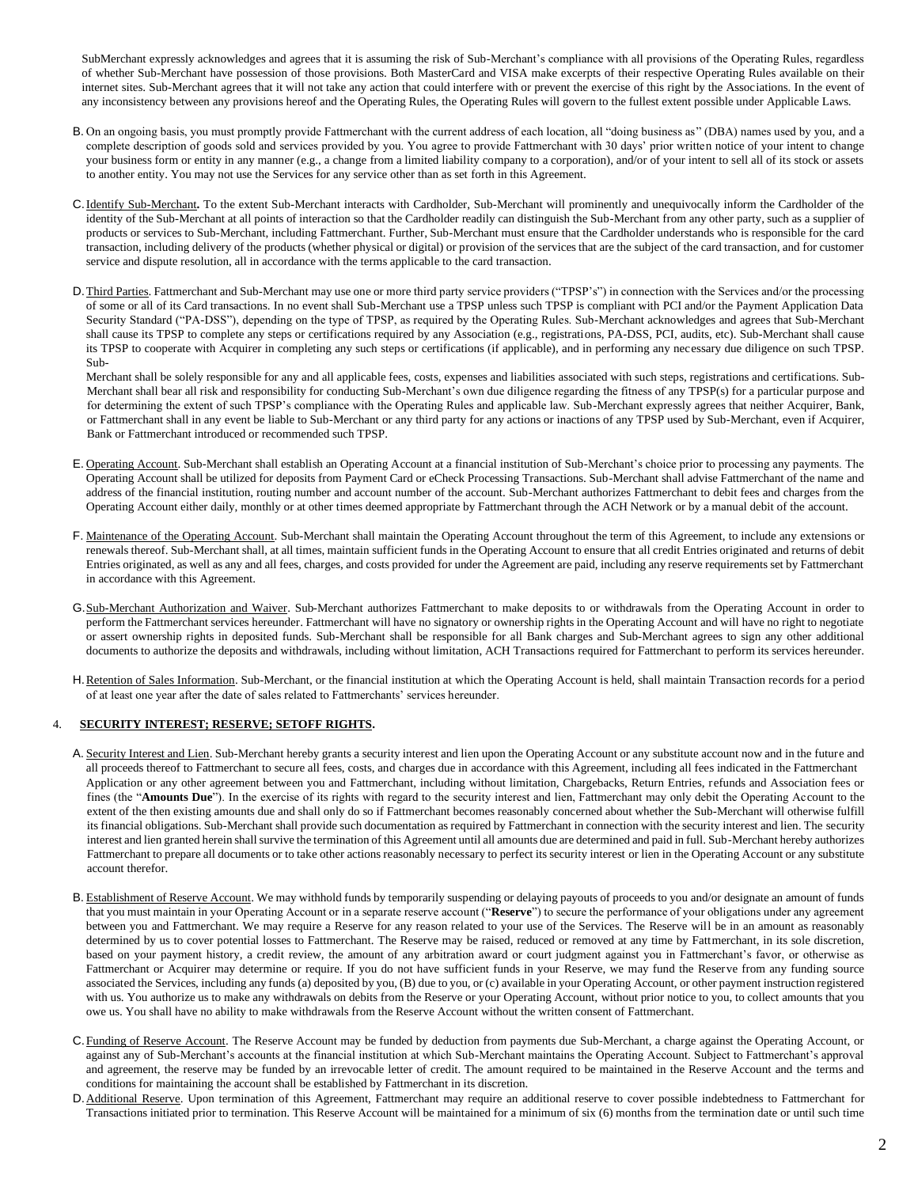SubMerchant expressly acknowledges and agrees that it is assuming the risk of Sub-Merchant's compliance with all provisions of the Operating Rules, regardless of whether Sub-Merchant have possession of those provisions. Both MasterCard and VISA make excerpts of their respective Operating Rules available on their internet sites. Sub-Merchant agrees that it will not take any action that could interfere with or prevent the exercise of this right by the Associations. In the event of any inconsistency between any provisions hereof and the Operating Rules, the Operating Rules will govern to the fullest extent possible under Applicable Laws.

B. On an ongoing basis, you must promptly provide Fattmerchant with the current address of each location, all "doing business as" (DBA) names used by you, and a complete description of goods sold and services provided by you. You agree to provide Fattmerchant with 30 days' prior written notice of your intent to change your business form or entity in any manner (e.g., a change from a limited liability company to a corporation), and/or of your intent to sell all of its stock or assets to another entity. You may not use the Services for any service other than as set forth in this Agreement.

C. Identify Sub-Merchant**.** To the extent Sub-Merchant interacts with Cardholder, Sub-Merchant will prominently and unequivocally inform the Cardholder of the identity of the Sub-Merchant at all points of interaction so that the Cardholder readily can distinguish the Sub-Merchant from any other party, such as a supplier of products or services to Sub-Merchant, including Fattmerchant. Further, Sub-Merchant must ensure that the Cardholder understands who is responsible for the card transaction, including delivery of the products (whether physical or digital) or provision of the services that are the subject of the card transaction, and for customer service and dispute resolution, all in accordance with the terms applicable to the card transaction.

D. Third Parties. Fattmerchant and Sub-Merchant may use one or more third party service providers ("TPSP's") in connection with the Services and/or the processing of some or all of its Card transactions. In no event shall Sub-Merchant use a TPSP unless such TPSP is compliant with PCI and/or the Payment Application Data Security Standard ("PA-DSS"), depending on the type of TPSP, as required by the Operating Rules. Sub-Merchant acknowledges and agrees that Sub-Merchant shall cause its TPSP to complete any steps or certifications required by any Association (e.g., registrations, PA-DSS, PCI, audits, etc). Sub-Merchant shall cause its TPSP to cooperate with Acquirer in completing any such steps or certifications (if applicable), and in performing any necessary due diligence on such TPSP. Sub-

Merchant shall be solely responsible for any and all applicable fees, costs, expenses and liabilities associated with such steps, registrations and certifications. Sub-Merchant shall bear all risk and responsibility for conducting Sub-Merchant's own due diligence regarding the fitness of any TPSP(s) for a particular purpose and for determining the extent of such TPSP's compliance with the Operating Rules and applicable law. Sub-Merchant expressly agrees that neither Acquirer, Bank, or Fattmerchant shall in any event be liable to Sub-Merchant or any third party for any actions or inactions of any TPSP used by Sub-Merchant, even if Acquirer, Bank or Fattmerchant introduced or recommended such TPSP.

E. Operating Account. Sub-Merchant shall establish an Operating Account at a financial institution of Sub-Merchant's choice prior to processing any payments. The Operating Account shall be utilized for deposits from Payment Card or eCheck Processing Transactions. Sub-Merchant shall advise Fattmerchant of the name and address of the financial institution, routing number and account number of the account. Sub-Merchant authorizes Fattmerchant to debit fees and charges from the Operating Account either daily, monthly or at other times deemed appropriate by Fattmerchant through the ACH Network or by a manual debit of the account.

F. Maintenance of the Operating Account. Sub-Merchant shall maintain the Operating Account throughout the term of this Agreement, to include any extensions or renewals thereof. Sub-Merchant shall, at all times, maintain sufficient funds in the Operating Account to ensure that all credit Entries originated and returns of debit Entries originated, as well as any and all fees, charges, and costs provided for under the Agreement are paid, including any reserve requirements set by Fattmerchant in accordance with this Agreement.

G. Sub-Merchant Authorization and Waiver. Sub-Merchant authorizes Fattmerchant to make deposits to or withdrawals from the Operating Account in order to perform the Fattmerchant services hereunder. Fattmerchant will have no signatory or ownership rights in the Operating Account and will have no right to negotiate or assert ownership rights in deposited funds. Sub-Merchant shall be responsible for all Bank charges and Sub-Merchant agrees to sign any other additional documents to authorize the deposits and withdrawals, including without limitation, ACH Transactions required for Fattmerchant to perform its services hereunder.

H. Retention of Sales Information. Sub-Merchant, or the financial institution at which the Operating Account is held, shall maintain Transaction records for a period of at least one year after the date of sales related to Fattmerchants' services hereunder.

## 4. SECURITY INTEREST; RESERVE; SETOFF RIGHTS.

A. Security Interest and Lien. Sub-Merchant hereby grants a security interest and lien upon the Operating Account or any substitute account now and in the future and all proceeds thereof to Fattmerchant to secure all fees, costs, and charges due in accordance with this Agreement, including all fees indicated in the Fattmerchant Application or any other agreement between you and Fattmerchant, including without limitation, Chargebacks, Return Entries, refunds and Association fees or fines (the "**Amounts Due**"). In the exercise of its rights with regard to the security interest and lien, Fattmerchant may only debit the Operating Account to the extent of the then existing amounts due and shall only do so if Fattmerchant becomes reasonably concerned about whether the Sub-Merchant will otherwise fulfill its financial obligations. Sub-Merchant shall provide such documentation as required by Fattmerchant in connection with the security interest and lien. The security interest and lien granted herein shall survive the termination of this Agreement until all amounts due are determined and paid in full. Sub-Merchant hereby authorizes Fattmerchant to prepare all documents or to take other actions reasonably necessary to perfect its security interest or lien in the Operating Account or any substitute account therefor.

B. Establishment of Reserve Account. We may withhold funds by temporarily suspending or delaying payouts of proceeds to you and/or designate an amount of funds that you must maintain in your Operating Account or in a separate reserve account ("**Reserve**") to secure the performance of your obligations under any agreement between you and Fattmerchant. We may require a Reserve for any reason related to your use of the Services. The Reserve will be in an amount as reasonably determined by us to cover potential losses to Fattmerchant. The Reserve may be raised, reduced or removed at any time by Fattmerchant, in its sole discretion, based on your payment history, a credit review, the amount of any arbitration award or court judgment against you in Fattmerchant's favor, or otherwise as Fattmerchant or Acquirer may determine or require. If you do not have sufficient funds in your Reserve, we may fund the Reserve from any funding source associated the Services, including any funds (a) deposited by you, (B) due to you, or (c) available in your Operating Account, or other payment instruction registered with us. You authorize us to make any withdrawals on debits from the Reserve or your Operating Account, without prior notice to you, to collect amounts that you owe us. You shall have no ability to make withdrawals from the Reserve Account without the written consent of Fattmerchant.

C. Funding of Reserve Account. The Reserve Account may be funded by deduction from payments due Sub-Merchant, a charge against the Operating Account, or against any of Sub-Merchant's accounts at the financial institution at which Sub-Merchant maintains the Operating Account. Subject to Fattmerchant's approval and agreement, the reserve may be funded by an irrevocable letter of credit. The amount required to be maintained in the Reserve Account and the terms and conditions for maintaining the account shall be established by Fattmerchant in its discretion.

D. Additional Reserve. Upon termination of this Agreement, Fattmerchant may require an additional reserve to cover possible indebtedness to Fattmerchant for Transactions initiated prior to termination. This Reserve Account will be maintained for a minimum of six (6) months from the termination date or until such time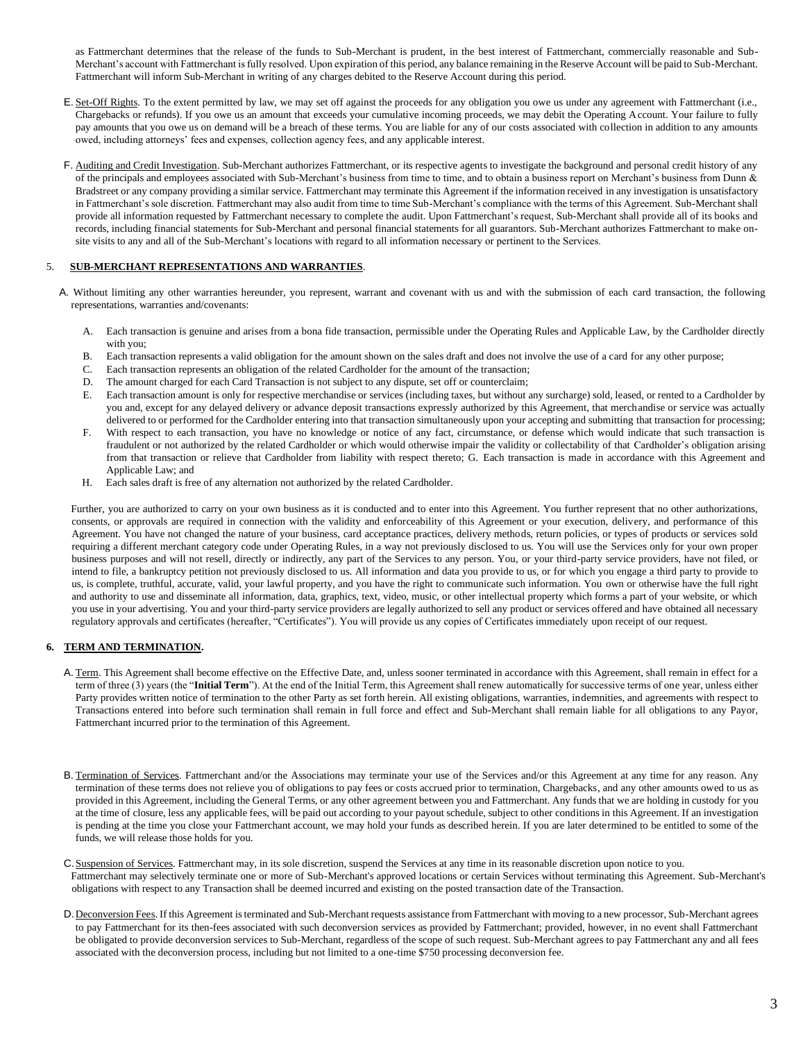as Fattmerchant determines that the release of the funds to Sub-Merchant is prudent, in the best interest of Fattmerchant, commercially reasonable and Sub-Merchant's account with Fattmerchant is fully resolved. Upon expiration of this period, any balance remaining in the Reserve Account will be paid to Sub-Merchant. Fattmerchant will inform Sub-Merchant in writing of any charges debited to the Reserve Account during this period.

E. Set-Off Rights. To the extent permitted by law, we may set off against the proceeds for any obligation you owe us under any agreement with Fattmerchant (i.e., Chargebacks or refunds). If you owe us an amount that exceeds your cumulative incoming proceeds, we may debit the Operating Account. Your failure to fully pay amounts that you owe us on demand will be a breach of these terms. You are liable for any of our costs associated with collection in addition to any amounts owed, including attorneys' fees and expenses, collection agency fees, and any applicable interest.

F. Auditing and Credit Investigation. Sub-Merchant authorizes Fattmerchant, or its respective agents to investigate the background and personal credit history of any of the principals and employees associated with Sub-Merchant's business from time to time, and to obtain a business report on Merchant's business from Dunn & Bradstreet or any company providing a similar service. Fattmerchant may terminate this Agreement if the information received in any investigation is unsatisfactory in Fattmerchant's sole discretion. Fattmerchant may also audit from time to time Sub-Merchant's compliance with the terms of this Agreement. Sub-Merchant shall provide all information requested by Fattmerchant necessary to complete the audit. Upon Fattmerchant's request, Sub-Merchant shall provide all of its books and records, including financial statements for Sub-Merchant and personal financial statements for all guarantors. Sub-Merchant authorizes Fattmerchant to make on-site visits to any and all of the Sub-Merchant's locations with regard to all information necessary or pertinent to the Services.

## 5. SUB-MERCHANT REPRESENTATIONS AND WARRANTIES.

A. Without limiting any other warranties hereunder, you represent, warrant and covenant with us and with the submission of each card transaction, the following representations, warranties and/covenants:

A. Each transaction is genuine and arises from a bona fide transaction, permissible under the Operating Rules and Applicable Law, by the Cardholder directly with you;

B. Each transaction represents a valid obligation for the amount shown on the sales draft and does not involve the use of a card for any other purpose;

C. Each transaction represents an obligation of the related Cardholder for the amount of the transaction;

D. The amount charged for each Card Transaction is not subject to any dispute, set off or counterclaim;

E. Each transaction amount is only for respective merchandise or services (including taxes, but without any surcharge) sold, leased, or rented to a Cardholder by you and, except for any delayed delivery or advance deposit transactions expressly authorized by this Agreement, that merchandise or service was actually delivered to or performed for the Cardholder entering into that transaction simultaneously upon your accepting and submitting that transaction for processing;

F. With respect to each transaction, you have no knowledge or notice of any fact, circumstance, or defense which would indicate that such transaction is fraudulent or not authorized by the related Cardholder or which would otherwise impair the validity or collectability of that Cardholder's obligation arising from that transaction or relieve that Cardholder from liability with respect thereto; G. Each transaction is made in accordance with this Agreement and Applicable Law; and

H. Each sales draft is free of any alternation not authorized by the related Cardholder.

Further, you are authorized to carry on your own business as it is conducted and to enter into this Agreement. You further represent that no other authorizations, consents, or approvals are required in connection with the validity and enforceability of this Agreement or your execution, delivery, and performance of this Agreement. You have not changed the nature of your business, card acceptance practices, delivery methods, return policies, or types of products or services sold requiring a different merchant category code under Operating Rules, in a way not previously disclosed to us. You will use the Services only for your own proper business purposes and will not resell, directly or indirectly, any part of the Services to any person. You, or your third-party service providers, have not filed, or intend to file, a bankruptcy petition not previously disclosed to us. All information and data you provide to us, or for which you engage a third party to provide to us, is complete, truthful, accurate, valid, your lawful property, and you have the right to communicate such information. You own or otherwise have the full right and authority to use and disseminate all information, data, graphics, text, video, music, or other intellectual property which forms a part of your website, or which you use in your advertising. You and your third-party service providers are legally authorized to sell any product or services offered and have obtained all necessary regulatory approvals and certificates (hereafter, "Certificates"). You will provide us any copies of Certificates immediately upon receipt of our request.

## 6. TERM AND TERMINATION.

A. Term. This Agreement shall become effective on the Effective Date, and, unless sooner terminated in accordance with this Agreement, shall remain in effect for a term of three (3) years (the "**Initial Term**"). At the end of the Initial Term, this Agreement shall renew automatically for successive terms of one year, unless either Party provides written notice of termination to the other Party as set forth herein. All existing obligations, warranties, indemnities, and agreements with respect to Transactions entered into before such termination shall remain in full force and effect and Sub-Merchant shall remain liable for all obligations to any Payor, Fattmerchant incurred prior to the termination of this Agreement.

B. Termination of Services. Fattmerchant and/or the Associations may terminate your use of the Services and/or this Agreement at any time for any reason. Any termination of these terms does not relieve you of obligations to pay fees or costs accrued prior to termination, Chargebacks, and any other amounts owed to us as provided in this Agreement, including the General Terms, or any other agreement between you and Fattmerchant. Any funds that we are holding in custody for you at the time of closure, less any applicable fees, will be paid out according to your payout schedule, subject to other conditions in this Agreement. If an investigation is pending at the time you close your Fattmerchant account, we may hold your funds as described herein. If you are later determined to be entitled to some of the funds, we will release those holds for you.

C. Suspension of Services. Fattmerchant may, in its sole discretion, suspend the Services at any time in its reasonable discretion upon notice to you. Fattmerchant may selectively terminate one or more of Sub-Merchant's approved locations or certain Services without terminating this Agreement. Sub-Merchant's obligations with respect to any Transaction shall be deemed incurred and existing on the posted transaction date of the Transaction.

D. Deconversion Fees. If this Agreement is terminated and Sub-Merchant requests assistance from Fattmerchant with moving to a new processor, Sub-Merchant agrees to pay Fattmerchant for its then-fees associated with such deconversion services as provided by Fattmerchant; provided, however, in no event shall Fattmerchant be obligated to provide deconversion services to Sub-Merchant, regardless of the scope of such request. Sub-Merchant agrees to pay Fattmerchant any and all fees associated with the deconversion process, including but not limited to a one-time $750 processing deconversion fee.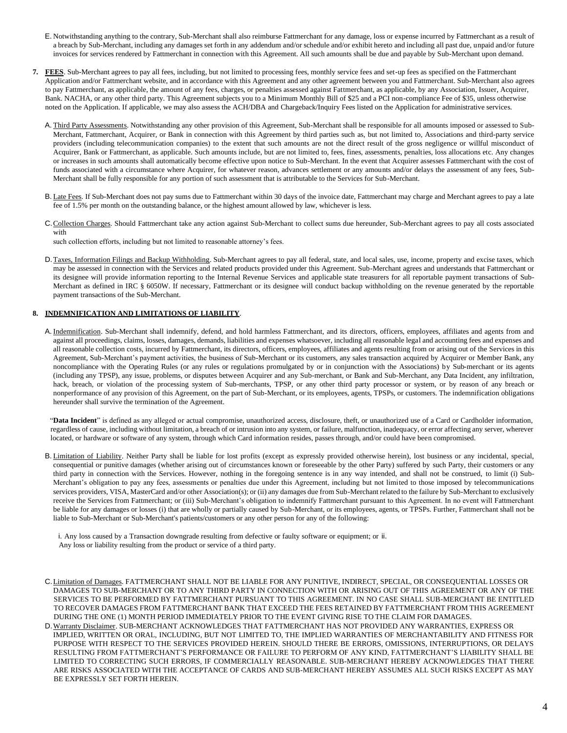E. Notwithstanding anything to the contrary, Sub-Merchant shall also reimburse Fattmerchant for any damage, loss or expense incurred by Fattmerchant as a result of a breach by Sub-Merchant, including any damages set forth in any addendum and/or schedule and/or exhibit hereto and including all past due, unpaid and/or future invoices for services rendered by Fattmerchant in connection with this Agreement. All such amounts shall be due and payable by Sub-Merchant upon demand.

7. **FEES**. Sub-Merchant agrees to pay all fees, including, but not limited to processing fees, monthly service fees and set-up fees as specified on the Fattmerchant Application and/or Fattmerchant website, and in accordance with this Agreement and any other agreement between you and Fattmerchant. Sub-Merchant also agrees to pay Fattmerchant, as applicable, the amount of any fees, charges, or penalties assessed against Fattmerchant, as applicable, by any Association, Issuer, Acquirer, Bank. NACHA, or any other third party. This Agreement subjects you to a Minimum Monthly Bill of $25 and a PCI non-compliance Fee of $35, unless otherwise noted on the Application. If applicable, we may also assess the ACH/DBA and Chargeback/Inquiry Fees listed on the Application for administrative services.

   A. Third Party Assessments. Notwithstanding any other provision of this Agreement, Sub-Merchant shall be responsible for all amounts imposed or assessed to Sub-Merchant, Fattmerchant, Acquirer, or Bank in connection with this Agreement by third parties such as, but not limited to, Associations and third-party service providers (including telecommunication companies) to the extent that such amounts are not the direct result of the gross negligence or willful misconduct of Acquirer, Bank or Fattmerchant, as applicable. Such amounts include, but are not limited to, fees, fines, assessments, penalties, loss allocations etc. Any changes or increases in such amounts shall automatically become effective upon notice to Sub-Merchant. In the event that Acquirer assesses Fattmerchant with the cost of funds associated with a circumstance where Acquirer, for whatever reason, advances settlement or any amounts and/or delays the assessment of any fees, Sub-Merchant shall be fully responsible for any portion of such assessment that is attributable to the Services for Sub-Merchant.

   B. Late Fees. If Sub-Merchant does not pay sums due to Fattmerchant within 30 days of the invoice date, Fattmerchant may charge and Merchant agrees to pay a late fee of 1.5% per month on the outstanding balance, or the highest amount allowed by law, whichever is less.

   C. Collection Charges. Should Fattmerchant take any action against Sub-Merchant to collect sums due hereunder, Sub-Merchant agrees to pay all costs associated with such collection efforts, including but not limited to reasonable attorney's fees.

   D. Taxes, Information Filings and Backup Withholding. Sub-Merchant agrees to pay all federal, state, and local sales, use, income, property and excise taxes, which may be assessed in connection with the Services and related products provided under this Agreement. Sub-Merchant agrees and understands that Fattmerchant or its designee will provide information reporting to the Internal Revenue Services and applicable state treasurers for all reportable payment transactions of Sub-Merchant as defined in IRC § 6050W. If necessary, Fattmerchant or its designee will conduct backup withholding on the revenue generated by the reportable payment transactions of the Sub-Merchant.

8. **INDEMNIFICATION AND LIMITATIONS OF LIABILITY**.

   A. Indemnification. Sub-Merchant shall indemnify, defend, and hold harmless Fattmerchant, and its directors, officers, employees, affiliates and agents from and against all proceedings, claims, losses, damages, demands, liabilities and expenses whatsoever, including all reasonable legal and accounting fees and expenses and all reasonable collection costs, incurred by Fattmerchant, its directors, officers, employees, affiliates and agents resulting from or arising out of the Services in this Agreement, Sub-Merchant's payment activities, the business of Sub-Merchant or its customers, any sales transaction acquired by Acquirer or Member Bank, any noncompliance with the Operating Rules (or any rules or regulations promulgated by or in conjunction with the Associations) by Sub-merchant or its agents (including any TPSP), any issue, problems, or disputes between Acquirer and any Sub-merchant, or Bank and Sub-Merchant, any Data Incident, any infiltration, hack, breach, or violation of the processing system of Sub-merchants, TPSP, or any other third party processor or system, or by reason of any breach or nonperformance of any provision of this Agreement, on the part of Sub-Merchant, or its employees, agents, TPSPs, or customers. The indemnification obligations hereunder shall survive the termination of the Agreement.

   "**Data Incident**" is defined as any alleged or actual compromise, unauthorized access, disclosure, theft, or unauthorized use of a Card or Cardholder information, regardless of cause, including without limitation, a breach of or intrusion into any system, or failure, malfunction, inadequacy, or error affecting any server, wherever located, or hardware or software of any system, through which Card information resides, passes through, and/or could have been compromised.

   B. Limitation of Liability. Neither Party shall be liable for lost profits (except as expressly provided otherwise herein), lost business or any incidental, special, consequential or punitive damages (whether arising out of circumstances known or foreseeable by the other Party) suffered by such Party, their customers or any third party in connection with the Services. However, nothing in the foregoing sentence is in any way intended, and shall not be construed, to limit (i) Sub-Merchant's obligation to pay any fees, assessments or penalties due under this Agreement, including but not limited to those imposed by telecommunications services providers, VISA, MasterCard and/or other Association(s); or (ii) any damages due from Sub-Merchant related to the failure by Sub-Merchant to exclusively receive the Services from Fattmerchant; or (iii) Sub-Merchant's obligation to indemnify Fattmerchant pursuant to this Agreement. In no event will Fattmerchant be liable for any damages or losses (i) that are wholly or partially caused by Sub-Merchant, or its employees, agents, or TPSPs. Further, Fattmerchant shall not be liable to Sub-Merchant or Sub-Merchant's patients/customers or any other person for any of the following:

      i. Any loss caused by a Transaction downgrade resulting from defective or faulty software or equipment; or ii. Any loss or liability resulting from the product or service of a third party.

   C. Limitation of Damages. FATTMERCHANT SHALL NOT BE LIABLE FOR ANY PUNITIVE, INDIRECT, SPECIAL, OR CONSEQUENTIAL LOSSES OR DAMAGES TO SUB-MERCHANT OR TO ANY THIRD PARTY IN CONNECTION WITH OR ARISING OUT OF THIS AGREEMENT OR ANY OF THE SERVICES TO BE PERFORMED BY FATTMERCHANT PURSUANT TO THIS AGREEMENT. IN NO CASE SHALL SUB-MERCHANT BE ENTITLED TO RECOVER DAMAGES FROM FATTMERCHANT BANK THAT EXCEED THE FEES RETAINED BY FATTMERCHANT FROM THIS AGREEMENT DURING THE ONE (1) MONTH PERIOD IMMEDIATELY PRIOR TO THE EVENT GIVING RISE TO THE CLAIM FOR DAMAGES.

   D. Warranty Disclaimer. SUB-MERCHANT ACKNOWLEDGES THAT FATTMERCHANT HAS NOT PROVIDED ANY WARRANTIES, EXPRESS OR IMPLIED, WRITTEN OR ORAL, INCLUDING, BUT NOT LIMITED TO, THE IMPLIED WARRANTIES OF MERCHANTABILITY AND FITNESS FOR PURPOSE WITH RESPECT TO THE SERVICES PROVIDED HEREIN. SHOULD THERE BE ERRORS, OMISSIONS, INTERRUPTIONS, OR DELAYS RESULTING FROM FATTMERCHANT'S PERFORMANCE OR FAILURE TO PERFORM OF ANY KIND, FATTMERCHANT'S LIABILITY SHALL BE LIMITED TO CORRECTING SUCH ERRORS, IF COMMERCIALLY REASONABLE. SUB-MERCHANT HEREBY ACKNOWLEDGES THAT THERE ARE RISKS ASSOCIATED WITH THE ACCEPTANCE OF CARDS AND SUB-MERCHANT HEREBY ASSUMES ALL SUCH RISKS EXCEPT AS MAY BE EXPRESSLY SET FORTH HEREIN.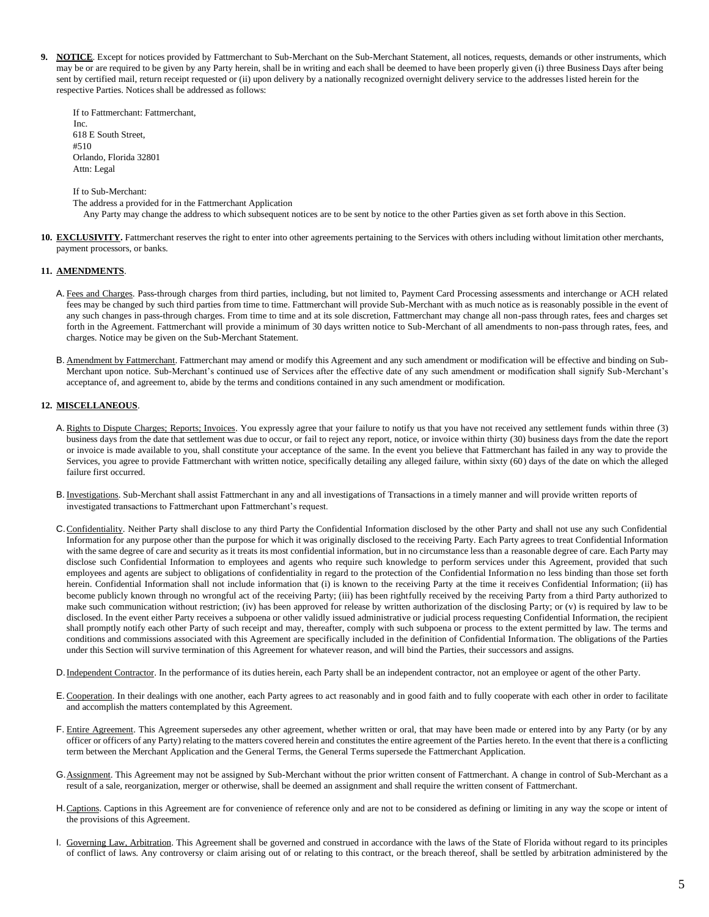**9. NOTICE**. Except for notices provided by Fattmerchant to Sub-Merchant on the Sub-Merchant Statement, all notices, requests, demands or other instruments, which may be or are required to be given by any Party herein, shall be in writing and each shall be deemed to have been properly given (i) three Business Days after being sent by certified mail, return receipt requested or (ii) upon delivery by a nationally recognized overnight delivery service to the addresses listed herein for the respective Parties. Notices shall be addressed as follows:

If to Fattmerchant: Fattmerchant,
Inc.
618 E South Street,
#510
Orlando, Florida 32801
Attn: Legal

If to Sub-Merchant:
The address a provided for in the Fattmerchant Application
Any Party may change the address to which subsequent notices are to be sent by notice to the other Parties given as set forth above in this Section.

**10. EXCLUSIVITY.** Fattmerchant reserves the right to enter into other agreements pertaining to the Services with others including without limitation other merchants, payment processors, or banks.

**11. AMENDMENTS**.

A. Fees and Charges. Pass-through charges from third parties, including, but not limited to, Payment Card Processing assessments and interchange or ACH related fees may be changed by such third parties from time to time. Fattmerchant will provide Sub-Merchant with as much notice as is reasonably possible in the event of any such changes in pass-through charges. From time to time and at its sole discretion, Fattmerchant may change all non-pass through rates, fees and charges set forth in the Agreement. Fattmerchant will provide a minimum of 30 days written notice to Sub-Merchant of all amendments to non-pass through rates, fees, and charges. Notice may be given on the Sub-Merchant Statement.

B. Amendment by Fattmerchant. Fattmerchant may amend or modify this Agreement and any such amendment or modification will be effective and binding on Sub-Merchant upon notice. Sub-Merchant's continued use of Services after the effective date of any such amendment or modification shall signify Sub-Merchant's acceptance of, and agreement to, abide by the terms and conditions contained in any such amendment or modification.

**12. MISCELLANEOUS**.

A. Rights to Dispute Charges; Reports; Invoices. You expressly agree that your failure to notify us that you have not received any settlement funds within three (3) business days from the date that settlement was due to occur, or fail to reject any report, notice, or invoice within thirty (30) business days from the date the report or invoice is made available to you, shall constitute your acceptance of the same. In the event you believe that Fattmerchant has failed in any way to provide the Services, you agree to provide Fattmerchant with written notice, specifically detailing any alleged failure, within sixty (60) days of the date on which the alleged failure first occurred.

B. Investigations. Sub-Merchant shall assist Fattmerchant in any and all investigations of Transactions in a timely manner and will provide written reports of investigated transactions to Fattmerchant upon Fattmerchant's request.

C. Confidentiality. Neither Party shall disclose to any third Party the Confidential Information disclosed by the other Party and shall not use any such Confidential Information for any purpose other than the purpose for which it was originally disclosed to the receiving Party. Each Party agrees to treat Confidential Information with the same degree of care and security as it treats its most confidential information, but in no circumstance less than a reasonable degree of care. Each Party may disclose such Confidential Information to employees and agents who require such knowledge to perform services under this Agreement, provided that such employees and agents are subject to obligations of confidentiality in regard to the protection of the Confidential Information no less binding than those set forth herein. Confidential Information shall not include information that (i) is known to the receiving Party at the time it receives Confidential Information; (ii) has become publicly known through no wrongful act of the receiving Party; (iii) has been rightfully received by the receiving Party from a third Party authorized to make such communication without restriction; (iv) has been approved for release by written authorization of the disclosing Party; or (v) is required by law to be disclosed. In the event either Party receives a subpoena or other validly issued administrative or judicial process requesting Confidential Information, the recipient shall promptly notify each other Party of such receipt and may, thereafter, comply with such subpoena or process to the extent permitted by law. The terms and conditions and commissions associated with this Agreement are specifically included in the definition of Confidential Information. The obligations of the Parties under this Section will survive termination of this Agreement for whatever reason, and will bind the Parties, their successors and assigns.

D. Independent Contractor. In the performance of its duties herein, each Party shall be an independent contractor, not an employee or agent of the other Party.

E. Cooperation. In their dealings with one another, each Party agrees to act reasonably and in good faith and to fully cooperate with each other in order to facilitate and accomplish the matters contemplated by this Agreement.

F. Entire Agreement. This Agreement supersedes any other agreement, whether written or oral, that may have been made or entered into by any Party (or by any officer or officers of any Party) relating to the matters covered herein and constitutes the entire agreement of the Parties hereto. In the event that there is a conflicting term between the Merchant Application and the General Terms, the General Terms supersede the Fattmerchant Application.

G. Assignment. This Agreement may not be assigned by Sub-Merchant without the prior written consent of Fattmerchant. A change in control of Sub-Merchant as a result of a sale, reorganization, merger or otherwise, shall be deemed an assignment and shall require the written consent of Fattmerchant.

H. Captions. Captions in this Agreement are for convenience of reference only and are not to be considered as defining or limiting in any way the scope or intent of the provisions of this Agreement.

I. Governing Law, Arbitration. This Agreement shall be governed and construed in accordance with the laws of the State of Florida without regard to its principles of conflict of laws. Any controversy or claim arising out of or relating to this contract, or the breach thereof, shall be settled by arbitration administered by the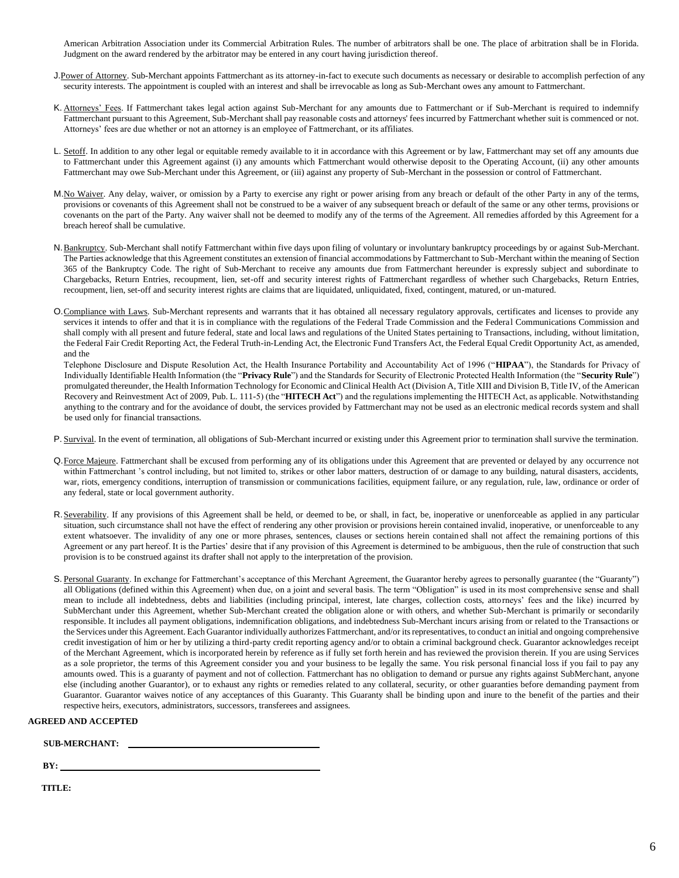American Arbitration Association under its Commercial Arbitration Rules. The number of arbitrators shall be one. The place of arbitration shall be in Florida. Judgment on the award rendered by the arbitrator may be entered in any court having jurisdiction thereof.

J. Power of Attorney. Sub-Merchant appoints Fattmerchant as its attorney-in-fact to execute such documents as necessary or desirable to accomplish perfection of any security interests. The appointment is coupled with an interest and shall be irrevocable as long as Sub-Merchant owes any amount to Fattmerchant.

K. Attorneys' Fees. If Fattmerchant takes legal action against Sub-Merchant for any amounts due to Fattmerchant or if Sub-Merchant is required to indemnify Fattmerchant pursuant to this Agreement, Sub-Merchant shall pay reasonable costs and attorneys' fees incurred by Fattmerchant whether suit is commenced or not. Attorneys' fees are due whether or not an attorney is an employee of Fattmerchant, or its affiliates.

L. Setoff. In addition to any other legal or equitable remedy available to it in accordance with this Agreement or by law, Fattmerchant may set off any amounts due to Fattmerchant under this Agreement against (i) any amounts which Fattmerchant would otherwise deposit to the Operating Account, (ii) any other amounts Fattmerchant may owe Sub-Merchant under this Agreement, or (iii) against any property of Sub-Merchant in the possession or control of Fattmerchant.

M. No Waiver. Any delay, waiver, or omission by a Party to exercise any right or power arising from any breach or default of the other Party in any of the terms, provisions or covenants of this Agreement shall not be construed to be a waiver of any subsequent breach or default of the same or any other terms, provisions or covenants on the part of the Party. Any waiver shall not be deemed to modify any of the terms of the Agreement. All remedies afforded by this Agreement for a breach hereof shall be cumulative.

N. Bankruptcy. Sub-Merchant shall notify Fattmerchant within five days upon filing of voluntary or involuntary bankruptcy proceedings by or against Sub-Merchant. The Parties acknowledge that this Agreement constitutes an extension of financial accommodations by Fattmerchant to Sub-Merchant within the meaning of Section 365 of the Bankruptcy Code. The right of Sub-Merchant to receive any amounts due from Fattmerchant hereunder is expressly subject and subordinate to Chargebacks, Return Entries, recoupment, lien, set-off and security interest rights of Fattmerchant regardless of whether such Chargebacks, Return Entries, recoupment, lien, set-off and security interest rights are claims that are liquidated, unliquidated, fixed, contingent, matured, or un-matured.

O. Compliance with Laws. Sub-Merchant represents and warrants that it has obtained all necessary regulatory approvals, certificates and licenses to provide any services it intends to offer and that it is in compliance with the regulations of the Federal Trade Commission and the Federal Communications Commission and shall comply with all present and future federal, state and local laws and regulations of the United States pertaining to Transactions, including, without limitation, the Federal Fair Credit Reporting Act, the Federal Truth-in-Lending Act, the Electronic Fund Transfers Act, the Federal Equal Credit Opportunity Act, as amended, and the

Telephone Disclosure and Dispute Resolution Act, the Health Insurance Portability and Accountability Act of 1996 ("**HIPAA**"), the Standards for Privacy of Individually Identifiable Health Information (the "**Privacy Rule**") and the Standards for Security of Electronic Protected Health Information (the "**Security Rule**") promulgated thereunder, the Health Information Technology for Economic and Clinical Health Act (Division A, Title XIII and Division B, Title IV, of the American Recovery and Reinvestment Act of 2009, Pub. L. 111-5) (the "**HITECH Act**") and the regulations implementing the HITECH Act, as applicable. Notwithstanding anything to the contrary and for the avoidance of doubt, the services provided by Fattmerchant may not be used as an electronic medical records system and shall be used only for financial transactions.

P. Survival. In the event of termination, all obligations of Sub-Merchant incurred or existing under this Agreement prior to termination shall survive the termination.

Q. Force Majeure. Fattmerchant shall be excused from performing any of its obligations under this Agreement that are prevented or delayed by any occurrence not within Fattmerchant 's control including, but not limited to, strikes or other labor matters, destruction of or damage to any building, natural disasters, accidents, war, riots, emergency conditions, interruption of transmission or communications facilities, equipment failure, or any regulation, rule, law, ordinance or order of any federal, state or local government authority.

R. Severability. If any provisions of this Agreement shall be held, or deemed to be, or shall, in fact, be, inoperative or unenforceable as applied in any particular situation, such circumstance shall not have the effect of rendering any other provision or provisions herein contained invalid, inoperative, or unenforceable to any extent whatsoever. The invalidity of any one or more phrases, sentences, clauses or sections herein contained shall not affect the remaining portions of this Agreement or any part hereof. It is the Parties' desire that if any provision of this Agreement is determined to be ambiguous, then the rule of construction that such provision is to be construed against its drafter shall not apply to the interpretation of the provision.

S. Personal Guaranty. In exchange for Fattmerchant's acceptance of this Merchant Agreement, the Guarantor hereby agrees to personally guarantee (the "Guaranty") all Obligations (defined within this Agreement) when due, on a joint and several basis. The term "Obligation" is used in its most comprehensive sense and shall mean to include all indebtedness, debts and liabilities (including principal, interest, late charges, collection costs, attorneys' fees and the like) incurred by SubMerchant under this Agreement, whether Sub-Merchant created the obligation alone or with others, and whether Sub-Merchant is primarily or secondarily responsible. It includes all payment obligations, indemnification obligations, and indebtedness Sub-Merchant incurs arising from or related to the Transactions or the Services under this Agreement. Each Guarantor individually authorizes Fattmerchant, and/or its representatives, to conduct an initial and ongoing comprehensive credit investigation of him or her by utilizing a third-party credit reporting agency and/or to obtain a criminal background check. Guarantor acknowledges receipt of the Merchant Agreement, which is incorporated herein by reference as if fully set forth herein and has reviewed the provision therein. If you are using Services as a sole proprietor, the terms of this Agreement consider you and your business to be legally the same. You risk personal financial loss if you fail to pay any amounts owed. This is a guaranty of payment and not of collection. Fattmerchant has no obligation to demand or pursue any rights against SubMerchant, anyone else (including another Guarantor), or to exhaust any rights or remedies related to any collateral, security, or other guaranties before demanding payment from Guarantor. Guarantor waives notice of any acceptances of this Guaranty. This Guaranty shall be binding upon and inure to the benefit of the parties and their respective heirs, executors, administrators, successors, transferees and assignees.

**AGREED AND ACCEPTED**

**SUB-MERCHANT:** ______________________________

**BY:** ______________________________

**TITLE:**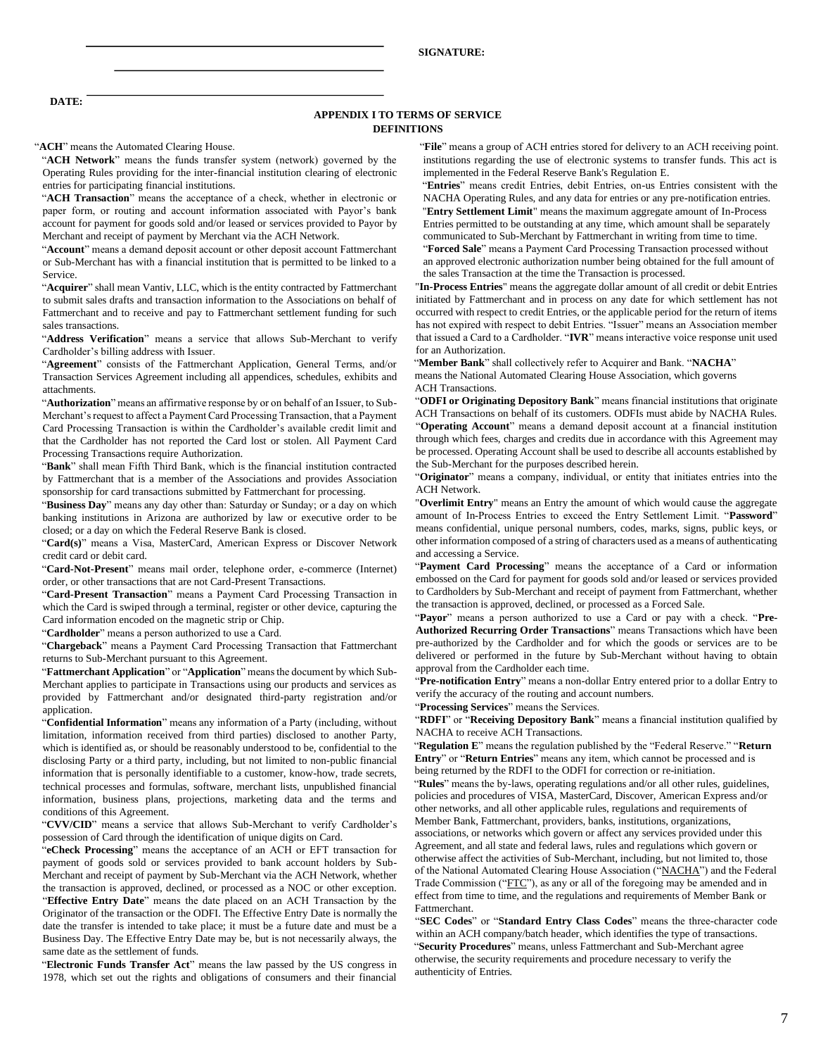SIGNATURE:

DATE:

## APPENDIX I TO TERMS OF SERVICE
## DEFINITIONS

"**ACH**" means the Automated Clearing House.

"**ACH Network**" means the funds transfer system (network) governed by the Operating Rules providing for the inter-financial institution clearing of electronic entries for participating financial institutions.

"**ACH Transaction**" means the acceptance of a check, whether in electronic or paper form, or routing and account information associated with Payor's bank account for payment for goods sold and/or leased or services provided to Payor by Merchant and receipt of payment by Merchant via the ACH Network.

"**Account**" means a demand deposit account or other deposit account Fattmerchant or Sub-Merchant has with a financial institution that is permitted to be linked to a Service.

"**Acquirer**" shall mean Vantiv, LLC, which is the entity contracted by Fattmerchant to submit sales drafts and transaction information to the Associations on behalf of Fattmerchant and to receive and pay to Fattmerchant settlement funding for such sales transactions.

"**Address Verification**" means a service that allows Sub-Merchant to verify Cardholder's billing address with Issuer.

"**Agreement**" consists of the Fattmerchant Application, General Terms, and/or Transaction Services Agreement including all appendices, schedules, exhibits and attachments.

"**Authorization**" means an affirmative response by or on behalf of an Issuer, to Sub-Merchant's request to affect a Payment Card Processing Transaction, that a Payment Card Processing Transaction is within the Cardholder's available credit limit and that the Cardholder has not reported the Card lost or stolen. All Payment Card Processing Transactions require Authorization.

"**Bank**" shall mean Fifth Third Bank, which is the financial institution contracted by Fattmerchant that is a member of the Associations and provides Association sponsorship for card transactions submitted by Fattmerchant for processing.

"**Business Day**" means any day other than: Saturday or Sunday; or a day on which banking institutions in Arizona are authorized by law or executive order to be closed; or a day on which the Federal Reserve Bank is closed.

"**Card(s)**" means a Visa, MasterCard, American Express or Discover Network credit card or debit card.

"**Card-Not-Present**" means mail order, telephone order, e-commerce (Internet) order, or other transactions that are not Card-Present Transactions.

"**Card-Present Transaction**" means a Payment Card Processing Transaction in which the Card is swiped through a terminal, register or other device, capturing the Card information encoded on the magnetic strip or Chip.

"**Cardholder**" means a person authorized to use a Card.

"**Chargeback**" means a Payment Card Processing Transaction that Fattmerchant returns to Sub-Merchant pursuant to this Agreement.

"**Fattmerchant Application**" or "**Application**" means the document by which Sub-Merchant applies to participate in Transactions using our products and services as provided by Fattmerchant and/or designated third-party registration and/or application.

"**Confidential Information**" means any information of a Party (including, without limitation, information received from third parties) disclosed to another Party, which is identified as, or should be reasonably understood to be, confidential to the disclosing Party or a third party, including, but not limited to non-public financial information that is personally identifiable to a customer, know-how, trade secrets, technical processes and formulas, software, merchant lists, unpublished financial information, business plans, projections, marketing data and the terms and conditions of this Agreement.

"**CVV/CID**" means a service that allows Sub-Merchant to verify Cardholder's possession of Card through the identification of unique digits on Card.

"**eCheck Processing**" means the acceptance of an ACH or EFT transaction for payment of goods sold or services provided to bank account holders by Sub-Merchant and receipt of payment by Sub-Merchant via the ACH Network, whether the transaction is approved, declined, or processed as a NOC or other exception.

"**Effective Entry Date**" means the date placed on an ACH Transaction by the Originator of the transaction or the ODFI. The Effective Entry Date is normally the date the transfer is intended to take place; it must be a future date and must be a Business Day. The Effective Entry Date may be, but is not necessarily always, the same date as the settlement of funds.

"**Electronic Funds Transfer Act**" means the law passed by the US congress in 1978, which set out the rights and obligations of consumers and their financial institutions regarding the use of electronic systems to transfer funds. This act is implemented in the Federal Reserve Bank's Regulation E.

"**File**" means a group of ACH entries stored for delivery to an ACH receiving point.

"**Entries**" means credit Entries, debit Entries, on-us Entries consistent with the NACHA Operating Rules, and any data for entries or any pre-notification entries.

"**Entry Settlement Limit**" means the maximum aggregate amount of In-Process Entries permitted to be outstanding at any time, which amount shall be separately communicated to Sub-Merchant by Fattmerchant in writing from time to time.

"**Forced Sale**" means a Payment Card Processing Transaction processed without an approved electronic authorization number being obtained for the full amount of the sales Transaction at the time the Transaction is processed.

"**In-Process Entries**" means the aggregate dollar amount of all credit or debit Entries initiated by Fattmerchant and in process on any date for which settlement has not occurred with respect to credit Entries, or the applicable period for the return of items has not expired with respect to debit Entries. "Issuer" means an Association member that issued a Card to a Cardholder. "**IVR**" means interactive voice response unit used for an Authorization.

"**Member Bank**" shall collectively refer to Acquirer and Bank. "**NACHA**" means the National Automated Clearing House Association, which governs ACH Transactions.

"**ODFI or Originating Depository Bank**" means financial institutions that originate ACH Transactions on behalf of its customers. ODFIs must abide by NACHA Rules.

"**Operating Account**" means a demand deposit account at a financial institution through which fees, charges and credits due in accordance with this Agreement may be processed. Operating Account shall be used to describe all accounts established by the Sub-Merchant for the purposes described herein.

"**Originator**" means a company, individual, or entity that initiates entries into the ACH Network.

"**Overlimit Entry**" means an Entry the amount of which would cause the aggregate amount of In-Process Entries to exceed the Entry Settlement Limit. "**Password**" means confidential, unique personal numbers, codes, marks, signs, public keys, or other information composed of a string of characters used as a means of authenticating and accessing a Service.

"**Payment Card Processing**" means the acceptance of a Card or information embossed on the Card for payment for goods sold and/or leased or services provided to Cardholders by Sub-Merchant and receipt of payment from Fattmerchant, whether the transaction is approved, declined, or processed as a Forced Sale.

"**Payor**" means a person authorized to use a Card or pay with a check. "**Pre-Authorized Recurring Order Transactions**" means Transactions which have been pre-authorized by the Cardholder and for which the goods or services are to be delivered or performed in the future by Sub-Merchant without having to obtain approval from the Cardholder each time.

"**Pre-notification Entry**" means a non-dollar Entry entered prior to a dollar Entry to verify the accuracy of the routing and account numbers.

"**Processing Services**" means the Services.

"**RDFI**" or "**Receiving Depository Bank**" means a financial institution qualified by NACHA to receive ACH Transactions.

"**Regulation E**" means the regulation published by the "Federal Reserve." "**Return Entry**" or "**Return Entries**" means any item, which cannot be processed and is being returned by the RDFI to the ODFI for correction or re-initiation.

"**Rules**" means the by-laws, operating regulations and/or all other rules, guidelines, policies and procedures of VISA, MasterCard, Discover, American Express and/or other networks, and all other applicable rules, regulations and requirements of Member Bank, Fattmerchant, providers, banks, institutions, organizations, associations, or networks which govern or affect any services provided under this Agreement, and all state and federal laws, rules and regulations which govern or otherwise affect the activities of Sub-Merchant, including, but not limited to, those of the National Automated Clearing House Association ("NACHA") and the Federal Trade Commission ("FTC"), as any or all of the foregoing may be amended and in effect from time to time, and the regulations and requirements of Member Bank or Fattmerchant.

"**SEC Codes**" or "**Standard Entry Class Codes**" means the three-character code within an ACH company/batch header, which identifies the type of transactions.

"**Security Procedures**" means, unless Fattmerchant and Sub-Merchant agree otherwise, the security requirements and procedure necessary to verify the authenticity of Entries.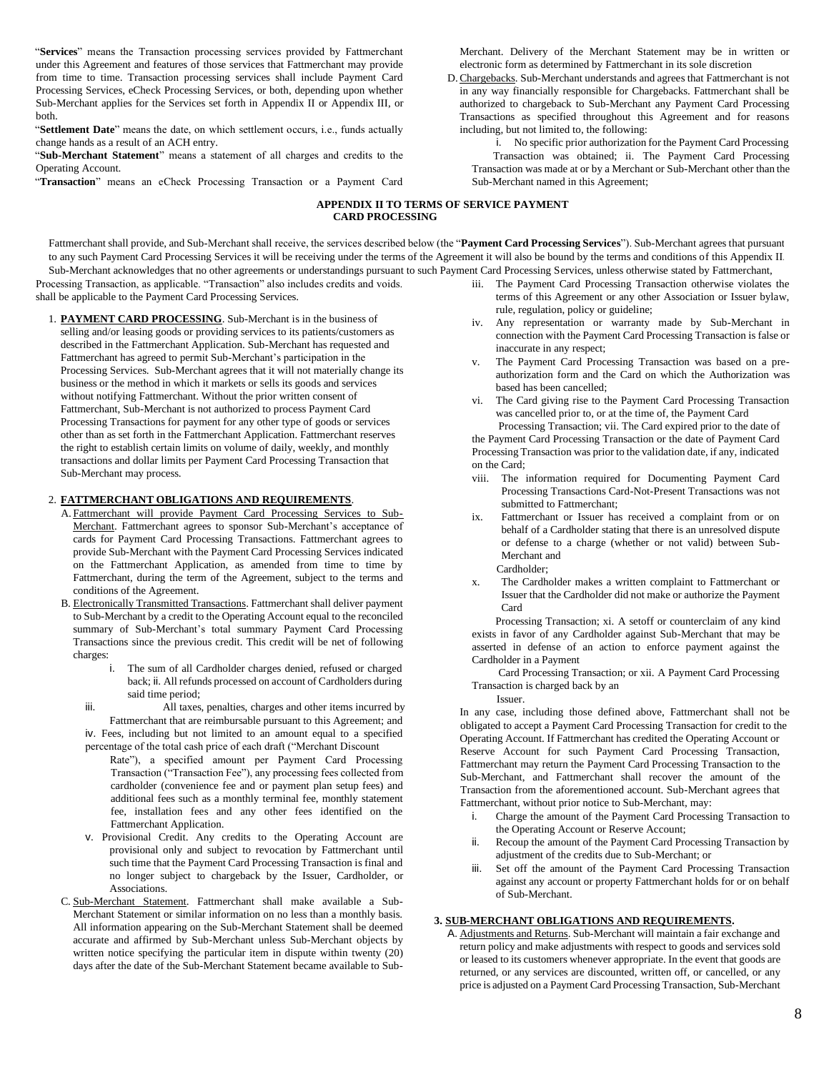"**Services**" means the Transaction processing services provided by Fattmerchant under this Agreement and features of those services that Fattmerchant may provide from time to time. Transaction processing services shall include Payment Card Processing Services, eCheck Processing Services, or both, depending upon whether Sub-Merchant applies for the Services set forth in Appendix II or Appendix III, or both.

"**Settlement Date**" means the date, on which settlement occurs, i.e., funds actually change hands as a result of an ACH entry.

"**Sub-Merchant Statement**" means a statement of all charges and credits to the Operating Account.

"**Transaction**" means an eCheck Processing Transaction or a Payment Card Processing Transaction, as applicable. "Transaction" also includes credits and voids.

## APPENDIX II TO TERMS OF SERVICE PAYMENT CARD PROCESSING

Fattmerchant shall provide, and Sub-Merchant shall receive, the services described below (the "**Payment Card Processing Services**"). Sub-Merchant agrees that pursuant to any such Payment Card Processing Services it will be receiving under the terms of the Agreement it will also be bound by the terms and conditions of this Appendix II. Sub-Merchant acknowledges that no other agreements or understandings pursuant to such Payment Card Processing Services, unless otherwise stated by Fattmerchant, shall be applicable to the Payment Card Processing Services.

1. **PAYMENT CARD PROCESSING**. Sub-Merchant is in the business of selling and/or leasing goods or providing services to its patients/customers as described in the Fattmerchant Application. Sub-Merchant has requested and Fattmerchant has agreed to permit Sub-Merchant's participation in the Processing Services. Sub-Merchant agrees that it will not materially change its business or the method in which it markets or sells its goods and services without notifying Fattmerchant. Without the prior written consent of Fattmerchant, Sub-Merchant is not authorized to process Payment Card Processing Transactions for payment for any other type of goods or services other than as set forth in the Fattmerchant Application. Fattmerchant reserves the right to establish certain limits on volume of daily, weekly, and monthly transactions and dollar limits per Payment Card Processing Transaction that Sub-Merchant may process.

2. **FATTMERCHANT OBLIGATIONS AND REQUIREMENTS**.

   A. Fattmerchant will provide Payment Card Processing Services to Sub-Merchant. Fattmerchant agrees to sponsor Sub-Merchant's acceptance of cards for Payment Card Processing Transactions. Fattmerchant agrees to provide Sub-Merchant with the Payment Card Processing Services indicated on the Fattmerchant Application, as amended from time to time by Fattmerchant, during the term of the Agreement, subject to the terms and conditions of the Agreement.

   B. Electronically Transmitted Transactions. Fattmerchant shall deliver payment to Sub-Merchant by a credit to the Operating Account equal to the reconciled summary of Sub-Merchant's total summary Payment Card Processing Transactions since the previous credit. This credit will be net of following charges:

      i. The sum of all Cardholder charges denied, refused or charged back;
      ii. All refunds processed on account of Cardholders during said time period;
      iii. All taxes, penalties, charges and other items incurred by Fattmerchant that are reimbursable pursuant to this Agreement; and
      iv. Fees, including but not limited to an amount equal to a specified percentage of the total cash price of each draft ("Merchant Discount Rate"), a specified amount per Payment Card Processing Transaction ("Transaction Fee"), any processing fees collected from cardholder (convenience fee and or payment plan setup fees) and additional fees such as a monthly terminal fee, monthly statement fee, installation fees and any other fees identified on the Fattmerchant Application.
      v. Provisional Credit. Any credits to the Operating Account are provisional only and subject to revocation by Fattmerchant until such time that the Payment Card Processing Transaction is final and no longer subject to chargeback by the Issuer, Cardholder, or Associations.

   C. Sub-Merchant Statement. Fattmerchant shall make available a Sub-Merchant Statement or similar information on no less than a monthly basis. All information appearing on the Sub-Merchant Statement shall be deemed accurate and affirmed by Sub-Merchant unless Sub-Merchant objects by written notice specifying the particular item in dispute within twenty (20) days after the date of the Sub-Merchant Statement became available to Sub-Merchant. Delivery of the Merchant Statement may be in written or electronic form as determined by Fattmerchant in its sole discretion

   D. Chargebacks. Sub-Merchant understands and agrees that Fattmerchant is not in any way financially responsible for Chargebacks. Fattmerchant shall be authorized to chargeback to Sub-Merchant any Payment Card Processing Transactions as specified throughout this Agreement and for reasons including, but not limited to, the following:

      i. No specific prior authorization for the Payment Card Processing Transaction was obtained;
      ii. The Payment Card Processing Transaction was made at or by a Merchant or Sub-Merchant other than the Sub-Merchant named in this Agreement;
      iii. The Payment Card Processing Transaction otherwise violates the terms of this Agreement or any other Association or Issuer bylaw, rule, regulation, policy or guideline;
      iv. Any representation or warranty made by Sub-Merchant in connection with the Payment Card Processing Transaction is false or inaccurate in any respect;
      v. The Payment Card Processing Transaction was based on a pre-authorization form and the Card on which the Authorization was based has been cancelled;
      vi. The Card giving rise to the Payment Card Processing Transaction was cancelled prior to, or at the time of, the Payment Card Processing Transaction;
      vii. The Card expired prior to the date of the Payment Card Processing Transaction or the date of Payment Card Processing Transaction was prior to the validation date, if any, indicated on the Card;
      viii. The information required for Documenting Payment Card Processing Transactions Card-Not-Present Transactions was not submitted to Fattmerchant;
      ix. Fattmerchant or Issuer has received a complaint from or on behalf of a Cardholder stating that there is an unresolved dispute or defense to a charge (whether or not valid) between Sub-Merchant and Cardholder;
      x. The Cardholder makes a written complaint to Fattmerchant or Issuer that the Cardholder did not make or authorize the Payment Card Processing Transaction;
      xi. A setoff or counterclaim of any kind exists in favor of any Cardholder against Sub-Merchant that may be asserted in defense of an action to enforce payment against the Cardholder in a Payment Card Processing Transaction; or
      xii. A Payment Card Processing Transaction is charged back by an Issuer.

   In any case, including those defined above, Fattmerchant shall not be obligated to accept a Payment Card Processing Transaction for credit to the Operating Account. If Fattmerchant has credited the Operating Account or Reserve Account for such Payment Card Processing Transaction, Fattmerchant may return the Payment Card Processing Transaction to the Sub-Merchant, and Fattmerchant shall recover the amount of the Transaction from the aforementioned account. Sub-Merchant agrees that Fattmerchant, without prior notice to Sub-Merchant, may:

      i. Charge the amount of the Payment Card Processing Transaction to the Operating Account or Reserve Account;
      ii. Recoup the amount of the Payment Card Processing Transaction by adjustment of the credits due to Sub-Merchant; or
      iii. Set off the amount of the Payment Card Processing Transaction against any account or property Fattmerchant holds for or on behalf of Sub-Merchant.

3. **SUB-MERCHANT OBLIGATIONS AND REQUIREMENTS.**

   A. Adjustments and Returns. Sub-Merchant will maintain a fair exchange and return policy and make adjustments with respect to goods and services sold or leased to its customers whenever appropriate. In the event that goods are returned, or any services are discounted, written off, or cancelled, or any price is adjusted on a Payment Card Processing Transaction, Sub-Merchant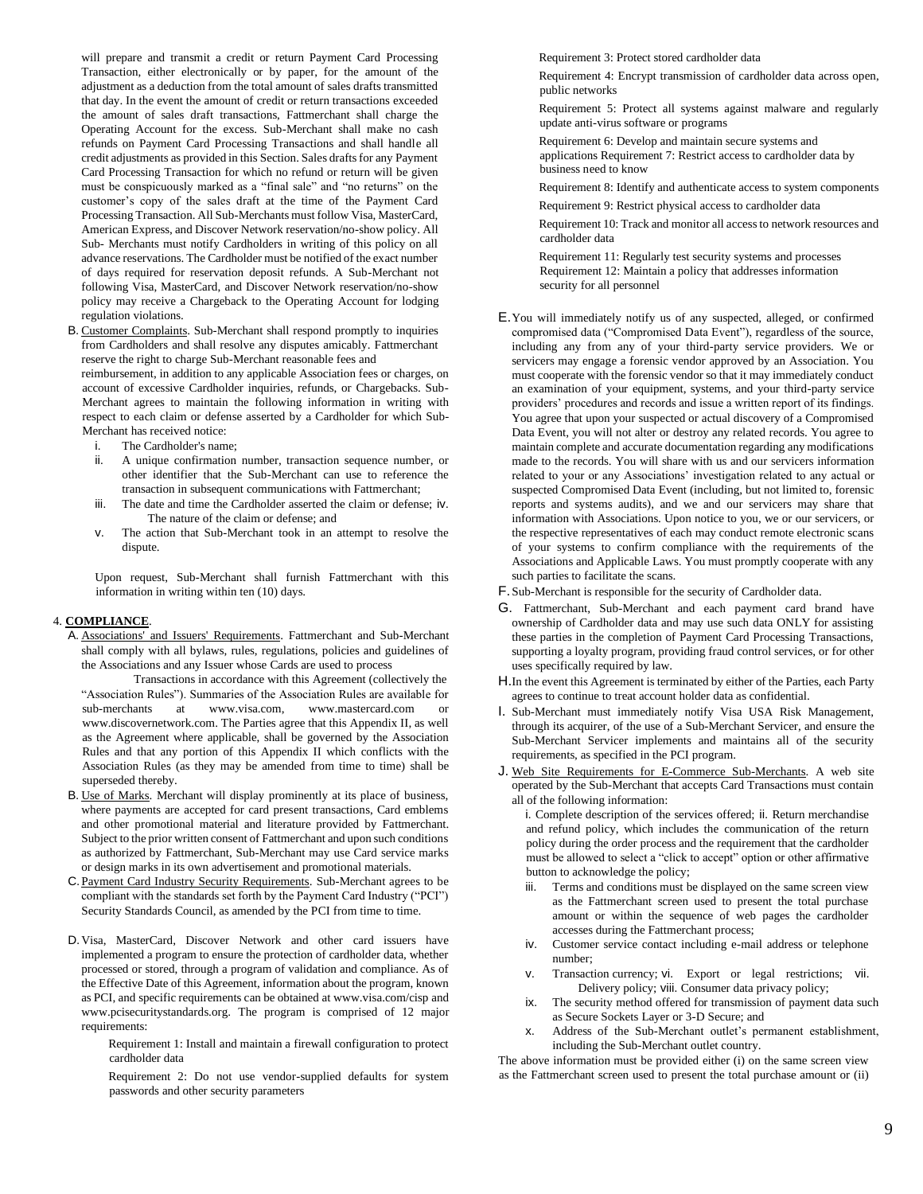will prepare and transmit a credit or return Payment Card Processing Transaction, either electronically or by paper, for the amount of the adjustment as a deduction from the total amount of sales drafts transmitted that day. In the event the amount of credit or return transactions exceeded the amount of sales draft transactions, Fattmerchant shall charge the Operating Account for the excess. Sub-Merchant shall make no cash refunds on Payment Card Processing Transactions and shall handle all credit adjustments as provided in this Section. Sales drafts for any Payment Card Processing Transaction for which no refund or return will be given must be conspicuously marked as a "final sale" and "no returns" on the customer's copy of the sales draft at the time of the Payment Card Processing Transaction. All Sub-Merchants must follow Visa, MasterCard, American Express, and Discover Network reservation/no-show policy. All Sub- Merchants must notify Cardholders in writing of this policy on all advance reservations. The Cardholder must be notified of the exact number of days required for reservation deposit refunds. A Sub-Merchant not following Visa, MasterCard, and Discover Network reservation/no-show policy may receive a Chargeback to the Operating Account for lodging regulation violations.

B. Customer Complaints. Sub-Merchant shall respond promptly to inquiries from Cardholders and shall resolve any disputes amicably. Fattmerchant reserve the right to charge Sub-Merchant reasonable fees and reimbursement, in addition to any applicable Association fees or charges, on account of excessive Cardholder inquiries, refunds, or Chargebacks. Sub-Merchant agrees to maintain the following information in writing with respect to each claim or defense asserted by a Cardholder for which Sub-Merchant has received notice:

   i. The Cardholder's name;
   ii. A unique confirmation number, transaction sequence number, or other identifier that the Sub-Merchant can use to reference the transaction in subsequent communications with Fattmerchant;
   iii. The date and time the Cardholder asserted the claim or defense;
   iv. The nature of the claim or defense; and
   v. The action that Sub-Merchant took in an attempt to resolve the dispute.

   Upon request, Sub-Merchant shall furnish Fattmerchant with this information in writing within ten (10) days.

4. **COMPLIANCE**.

A. Associations' and Issuers' Requirements. Fattmerchant and Sub-Merchant shall comply with all bylaws, rules, regulations, policies and guidelines of the Associations and any Issuer whose Cards are used to process Transactions in accordance with this Agreement (collectively the "Association Rules"). Summaries of the Association Rules are available for sub-merchants at www.visa.com, www.mastercard.com or www.discovernetwork.com. The Parties agree that this Appendix II, as well as the Agreement where applicable, shall be governed by the Association Rules and that any portion of this Appendix II which conflicts with the Association Rules (as they may be amended from time to time) shall be superseded thereby.

B. Use of Marks. Merchant will display prominently at its place of business, where payments are accepted for card present transactions, Card emblems and other promotional material and literature provided by Fattmerchant. Subject to the prior written consent of Fattmerchant and upon such conditions as authorized by Fattmerchant, Sub-Merchant may use Card service marks or design marks in its own advertisement and promotional materials.

C. Payment Card Industry Security Requirements. Sub-Merchant agrees to be compliant with the standards set forth by the Payment Card Industry ("PCI") Security Standards Council, as amended by the PCI from time to time.

D. Visa, MasterCard, Discover Network and other card issuers have implemented a program to ensure the protection of cardholder data, whether processed or stored, through a program of validation and compliance. As of the Effective Date of this Agreement, information about the program, known as PCI, and specific requirements can be obtained at www.visa.com/cisp and www.pcisecuritystandards.org. The program is comprised of 12 major requirements:

   Requirement 1: Install and maintain a firewall configuration to protect cardholder data

   Requirement 2: Do not use vendor-supplied defaults for system passwords and other security parameters

   Requirement 3: Protect stored cardholder data

   Requirement 4: Encrypt transmission of cardholder data across open, public networks

   Requirement 5: Protect all systems against malware and regularly update anti-virus software or programs

   Requirement 6: Develop and maintain secure systems and applications

   Requirement 7: Restrict access to cardholder data by business need to know

   Requirement 8: Identify and authenticate access to system components

   Requirement 9: Restrict physical access to cardholder data

   Requirement 10: Track and monitor all access to network resources and cardholder data

   Requirement 11: Regularly test security systems and processes

   Requirement 12: Maintain a policy that addresses information security for all personnel

E. You will immediately notify us of any suspected, alleged, or confirmed compromised data ("Compromised Data Event"), regardless of the source, including any from any of your third-party service providers. We or servicers may engage a forensic vendor approved by an Association. You must cooperate with the forensic vendor so that it may immediately conduct an examination of your equipment, systems, and your third-party service providers' procedures and records and issue a written report of its findings. You agree that upon your suspected or actual discovery of a Compromised Data Event, you will not alter or destroy any related records. You agree to maintain complete and accurate documentation regarding any modifications made to the records. You will share with us and our servicers information related to your or any Associations' investigation related to any actual or suspected Compromised Data Event (including, but not limited to, forensic reports and systems audits), and we and our servicers may share that information with Associations. Upon notice to you, we or our servicers, or the respective representatives of each may conduct remote electronic scans of your systems to confirm compliance with the requirements of the Associations and Applicable Laws. You must promptly cooperate with any such parties to facilitate the scans.

F. Sub-Merchant is responsible for the security of Cardholder data.

G. Fattmerchant, Sub-Merchant and each payment card brand have ownership of Cardholder data and may use such data ONLY for assisting these parties in the completion of Payment Card Processing Transactions, supporting a loyalty program, providing fraud control services, or for other uses specifically required by law.

H. In the event this Agreement is terminated by either of the Parties, each Party agrees to continue to treat account holder data as confidential.

I. Sub-Merchant must immediately notify Visa USA Risk Management, through its acquirer, of the use of a Sub-Merchant Servicer, and ensure the Sub-Merchant Servicer implements and maintains all of the security requirements, as specified in the PCI program.

J. Web Site Requirements for E-Commerce Sub-Merchants. A web site operated by the Sub-Merchant that accepts Card Transactions must contain all of the following information:

   i. Complete description of the services offered;
   ii. Return merchandise and refund policy, which includes the communication of the return policy during the order process and the requirement that the cardholder must be allowed to select a "click to accept" option or other affirmative button to acknowledge the policy;
   iii. Terms and conditions must be displayed on the same screen view as the Fattmerchant screen used to present the total purchase amount or within the sequence of web pages the cardholder accesses during the Fattmerchant process;
   iv. Customer service contact including e-mail address or telephone number;
   v. Transaction currency;
   vi. Export or legal restrictions;
   vii. Delivery policy;
   viii. Consumer data privacy policy;
   ix. The security method offered for transmission of payment data such as Secure Sockets Layer or 3-D Secure; and
   x. Address of the Sub-Merchant outlet's permanent establishment, including the Sub-Merchant outlet country.

The above information must be provided either (i) on the same screen view as the Fattmerchant screen used to present the total purchase amount or (ii)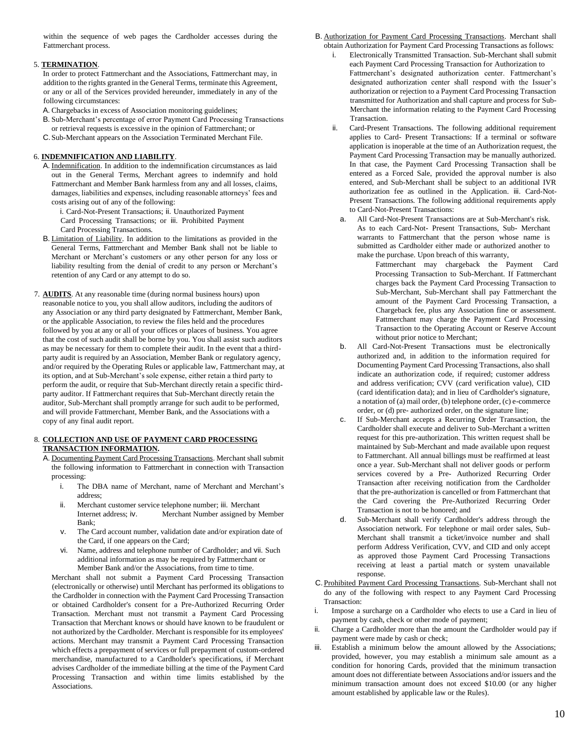within the sequence of web pages the Cardholder accesses during the Fattmerchant process.

5. **TERMINATION**.

In order to protect Fattmerchant and the Associations, Fattmerchant may, in addition to the rights granted in the General Terms, terminate this Agreement, or any or all of the Services provided hereunder, immediately in any of the following circumstances:

A. Chargebacks in excess of Association monitoring guidelines;

B. Sub-Merchant's percentage of error Payment Card Processing Transactions or retrieval requests is excessive in the opinion of Fattmerchant; or

C. Sub-Merchant appears on the Association Terminated Merchant File.

6. **INDEMNIFICATION AND LIABILITY**.

A. Indemnification. In addition to the indemnification circumstances as laid out in the General Terms, Merchant agrees to indemnify and hold Fattmerchant and Member Bank harmless from any and all losses, claims, damages, liabilities and expenses, including reasonable attorneys' fees and costs arising out of any of the following:

i. Card-Not-Present Transactions; ii. Unauthorized Payment Card Processing Transactions; or iii. Prohibited Payment Card Processing Transactions.

B. Limitation of Liability. In addition to the limitations as provided in the General Terms, Fattmerchant and Member Bank shall not be liable to Merchant or Merchant's customers or any other person for any loss or liability resulting from the denial of credit to any person or Merchant's retention of any Card or any attempt to do so.

7. **AUDITS**. At any reasonable time (during normal business hours) upon reasonable notice to you, you shall allow auditors, including the auditors of any Association or any third party designated by Fattmerchant, Member Bank, or the applicable Association, to review the files held and the procedures followed by you at any or all of your offices or places of business. You agree that the cost of such audit shall be borne by you. You shall assist such auditors as may be necessary for them to complete their audit. In the event that a third-party audit is required by an Association, Member Bank or regulatory agency, and/or required by the Operating Rules or applicable law, Fattmerchant may, at its option, and at Sub-Merchant's sole expense, either retain a third party to perform the audit, or require that Sub-Merchant directly retain a specific third-party auditor. If Fattmerchant requires that Sub-Merchant directly retain the auditor, Sub-Merchant shall promptly arrange for such audit to be performed, and will provide Fattmerchant, Member Bank, and the Associations with a copy of any final audit report.

8. **COLLECTION AND USE OF PAYMENT CARD PROCESSING TRANSACTION INFORMATION.**

A. Documenting Payment Card Processing Transactions. Merchant shall submit the following information to Fattmerchant in connection with Transaction processing:

i. The DBA name of Merchant, name of Merchant and Merchant's address;

ii. Merchant customer service telephone number; iii. Merchant Internet address; iv. Merchant Number assigned by Member Bank;

v. The Card account number, validation date and/or expiration date of the Card, if one appears on the Card;

vi. Name, address and telephone number of Cardholder; and vii. Such additional information as may be required by Fattmerchant or Member Bank and/or the Associations, from time to time.

Merchant shall not submit a Payment Card Processing Transaction (electronically or otherwise) until Merchant has performed its obligations to the Cardholder in connection with the Payment Card Processing Transaction or obtained Cardholder's consent for a Pre-Authorized Recurring Order Transaction. Merchant must not transmit a Payment Card Processing Transaction that Merchant knows or should have known to be fraudulent or not authorized by the Cardholder. Merchant is responsible for its employees' actions. Merchant may transmit a Payment Card Processing Transaction which effects a prepayment of services or full prepayment of custom-ordered merchandise, manufactured to a Cardholder's specifications, if Merchant advises Cardholder of the immediate billing at the time of the Payment Card Processing Transaction and within time limits established by the Associations.

B. Authorization for Payment Card Processing Transactions. Merchant shall obtain Authorization for Payment Card Processing Transactions as follows:

i. Electronically Transmitted Transaction. Sub-Merchant shall submit each Payment Card Processing Transaction for Authorization to Fattmerchant's designated authorization center. Fattmerchant's designated authorization center shall respond with the Issuer's authorization or rejection to a Payment Card Processing Transaction transmitted for Authorization and shall capture and process for Sub-Merchant the information relating to the Payment Card Processing Transaction.

ii. Card-Present Transactions. The following additional requirement applies to Card- Present Transactions: If a terminal or software application is inoperable at the time of an Authorization request, the Payment Card Processing Transaction may be manually authorized. In that case, the Payment Card Processing Transaction shall be entered as a Forced Sale, provided the approval number is also entered, and Sub-Merchant shall be subject to an additional IVR authorization fee as outlined in the Application. iii. Card-Not-Present Transactions. The following additional requirements apply to Card-Not-Present Transactions:

a. All Card-Not-Present Transactions are at Sub-Merchant's risk. As to each Card-Not- Present Transactions, Sub- Merchant warrants to Fattmerchant that the person whose name is submitted as Cardholder either made or authorized another to make the purchase. Upon breach of this warranty,

Fattmerchant may chargeback the Payment Card Processing Transaction to Sub-Merchant. If Fattmerchant charges back the Payment Card Processing Transaction to Sub-Merchant, Sub-Merchant shall pay Fattmerchant the amount of the Payment Card Processing Transaction, a Chargeback fee, plus any Association fine or assessment. Fattmerchant may charge the Payment Card Processing Transaction to the Operating Account or Reserve Account without prior notice to Merchant;

b. All Card-Not-Present Transactions must be electronically authorized and, in addition to the information required for Documenting Payment Card Processing Transactions, also shall indicate an authorization code, if required; customer address and address verification; CVV (card verification value), CID (card identification data); and in lieu of Cardholder's signature, a notation of (a) mail order, (b) telephone order, (c) e-commerce order, or (d) pre- authorized order, on the signature line;

c. If Sub-Merchant accepts a Recurring Order Transaction, the Cardholder shall execute and deliver to Sub-Merchant a written request for this pre-authorization. This written request shall be maintained by Sub-Merchant and made available upon request to Fattmerchant. All annual billings must be reaffirmed at least once a year. Sub-Merchant shall not deliver goods or perform services covered by a Pre- Authorized Recurring Order Transaction after receiving notification from the Cardholder that the pre-authorization is cancelled or from Fattmerchant that the Card covering the Pre-Authorized Recurring Order Transaction is not to be honored; and

d. Sub-Merchant shall verify Cardholder's address through the Association network. For telephone or mail order sales, Sub-Merchant shall transmit a ticket/invoice number and shall perform Address Verification, CVV, and CID and only accept as approved those Payment Card Processing Transactions receiving at least a partial match or system unavailable response.

C. Prohibited Payment Card Processing Transactions. Sub-Merchant shall not do any of the following with respect to any Payment Card Processing Transaction:

i. Impose a surcharge on a Cardholder who elects to use a Card in lieu of payment by cash, check or other mode of payment;

ii. Charge a Cardholder more than the amount the Cardholder would pay if payment were made by cash or check;

iii. Establish a minimum below the amount allowed by the Associations; provided, however, you may establish a minimum sale amount as a condition for honoring Cards, provided that the minimum transaction amount does not differentiate between Associations and/or issuers and the minimum transaction amount does not exceed $10.00 (or any higher amount established by applicable law or the Rules).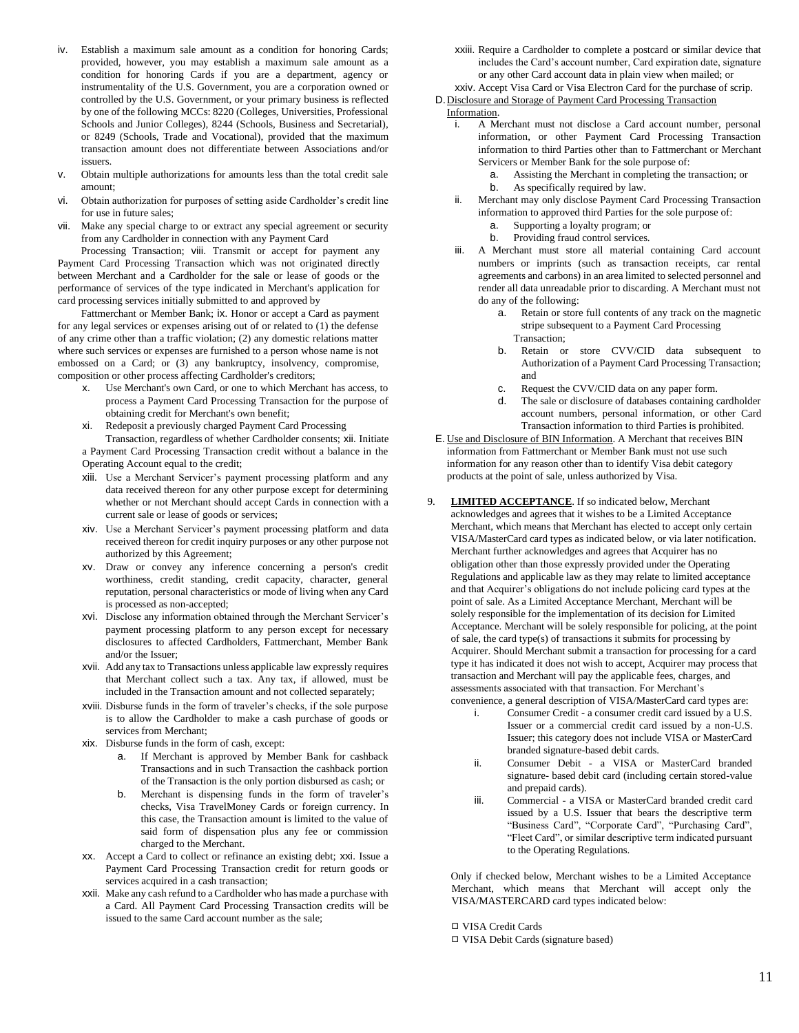iv. Establish a maximum sale amount as a condition for honoring Cards; provided, however, you may establish a maximum sale amount as a condition for honoring Cards if you are a department, agency or instrumentality of the U.S. Government, you are a corporation owned or controlled by the U.S. Government, or your primary business is reflected by one of the following MCCs: 8220 (Colleges, Universities, Professional Schools and Junior Colleges), 8244 (Schools, Business and Secretarial), or 8249 (Schools, Trade and Vocational), provided that the maximum transaction amount does not differentiate between Associations and/or issuers.

v. Obtain multiple authorizations for amounts less than the total credit sale amount;

vi. Obtain authorization for purposes of setting aside Cardholder's credit line for use in future sales;

vii. Make any special charge to or extract any special agreement or security from any Cardholder in connection with any Payment Card Processing Transaction;

viii. Transmit or accept for payment any Payment Card Processing Transaction which was not originated directly between Merchant and a Cardholder for the sale or lease of goods or the performance of services of the type indicated in Merchant's application for card processing services initially submitted to and approved by Fattmerchant or Member Bank;

ix. Honor or accept a Card as payment for any legal services or expenses arising out of or related to (1) the defense of any crime other than a traffic violation; (2) any domestic relations matter where such services or expenses are furnished to a person whose name is not embossed on a Card; or (3) any bankruptcy, insolvency, compromise, composition or other process affecting Cardholder's creditors;

x. Use Merchant's own Card, or one to which Merchant has access, to process a Payment Card Processing Transaction for the purpose of obtaining credit for Merchant's own benefit;

xi. Redeposit a previously charged Payment Card Processing Transaction, regardless of whether Cardholder consents;

xii. Initiate a Payment Card Processing Transaction credit without a balance in the Operating Account equal to the credit;

xiii. Use a Merchant Servicer's payment processing platform and any data received thereon for any other purpose except for determining whether or not Merchant should accept Cards in connection with a current sale or lease of goods or services;

xiv. Use a Merchant Servicer's payment processing platform and data received thereon for credit inquiry purposes or any other purpose not authorized by this Agreement;

xv. Draw or convey any inference concerning a person's credit worthiness, credit standing, credit capacity, character, general reputation, personal characteristics or mode of living when any Card is processed as non-accepted;

xvi. Disclose any information obtained through the Merchant Servicer's payment processing platform to any person except for necessary disclosures to affected Cardholders, Fattmerchant, Member Bank and/or the Issuer;

xvii. Add any tax to Transactions unless applicable law expressly requires that Merchant collect such a tax. Any tax, if allowed, must be included in the Transaction amount and not collected separately;

xviii. Disburse funds in the form of traveler's checks, if the sole purpose is to allow the Cardholder to make a cash purchase of goods or services from Merchant;

xix. Disburse funds in the form of cash, except:

   a. If Merchant is approved by Member Bank for cashback Transactions and in such Transaction the cashback portion of the Transaction is the only portion disbursed as cash; or
   b. Merchant is dispensing funds in the form of traveler's checks, Visa TravelMoney Cards or foreign currency. In this case, the Transaction amount is limited to the value of said form of dispensation plus any fee or commission charged to the Merchant.

xx. Accept a Card to collect or refinance an existing debt;

xxi. Issue a Payment Card Processing Transaction credit for return goods or services acquired in a cash transaction;

xxii. Make any cash refund to a Cardholder who has made a purchase with a Card. All Payment Card Processing Transaction credits will be issued to the same Card account number as the sale;

xxiii. Require a Cardholder to complete a postcard or similar device that includes the Card's account number, Card expiration date, signature or any other Card account data in plain view when mailed; or

xxiv. Accept Visa Card or Visa Electron Card for the purchase of scrip.

D. Disclosure and Storage of Payment Card Processing Transaction Information.

   i. A Merchant must not disclose a Card account number, personal information, or other Payment Card Processing Transaction information to third Parties other than to Fattmerchant or Merchant Servicers or Member Bank for the sole purpose of:
      a. Assisting the Merchant in completing the transaction; or
      b. As specifically required by law.
   ii. Merchant may only disclose Payment Card Processing Transaction information to approved third Parties for the sole purpose of:
      a. Supporting a loyalty program; or
      b. Providing fraud control services.
   iii. A Merchant must store all material containing Card account numbers or imprints (such as transaction receipts, car rental agreements and carbons) in an area limited to selected personnel and render all data unreadable prior to discarding. A Merchant must not do any of the following:
      a. Retain or store full contents of any track on the magnetic stripe subsequent to a Payment Card Processing Transaction;
      b. Retain or store CVV/CID data subsequent to Authorization of a Payment Card Processing Transaction; and
      c. Request the CVV/CID data on any paper form.
      d. The sale or disclosure of databases containing cardholder account numbers, personal information, or other Card Transaction information to third Parties is prohibited.

E. Use and Disclosure of BIN Information. A Merchant that receives BIN information from Fattmerchant or Member Bank must not use such information for any reason other than to identify Visa debit category products at the point of sale, unless authorized by Visa.

9. **LIMITED ACCEPTANCE**. If so indicated below, Merchant acknowledges and agrees that it wishes to be a Limited Acceptance Merchant, which means that Merchant has elected to accept only certain VISA/MasterCard card types as indicated below, or via later notification. Merchant further acknowledges and agrees that Acquirer has no obligation other than those expressly provided under the Operating Regulations and applicable law as they may relate to limited acceptance and that Acquirer's obligations do not include policing card types at the point of sale. As a Limited Acceptance Merchant, Merchant will be solely responsible for the implementation of its decision for Limited Acceptance. Merchant will be solely responsible for policing, at the point of sale, the card type(s) of transactions it submits for processing by Acquirer. Should Merchant submit a transaction for processing for a card type it has indicated it does not wish to accept, Acquirer may process that transaction and Merchant will pay the applicable fees, charges, and assessments associated with that transaction. For Merchant's convenience, a general description of VISA/MasterCard card types are:

   i. Consumer Credit - a consumer credit card issued by a U.S. Issuer or a commercial credit card issued by a non-U.S. Issuer; this category does not include VISA or MasterCard branded signature-based debit cards.
   ii. Consumer Debit - a VISA or MasterCard branded signature- based debit card (including certain stored-value and prepaid cards).
   iii. Commercial - a VISA or MasterCard branded credit card issued by a U.S. Issuer that bears the descriptive term "Business Card", "Corporate Card", "Purchasing Card", "Fleet Card", or similar descriptive term indicated pursuant to the Operating Regulations.

   Only if checked below, Merchant wishes to be a Limited Acceptance Merchant, which means that Merchant will accept only the VISA/MASTERCARD card types indicated below:

   ☐ VISA Credit Cards
   ☐ VISA Debit Cards (signature based)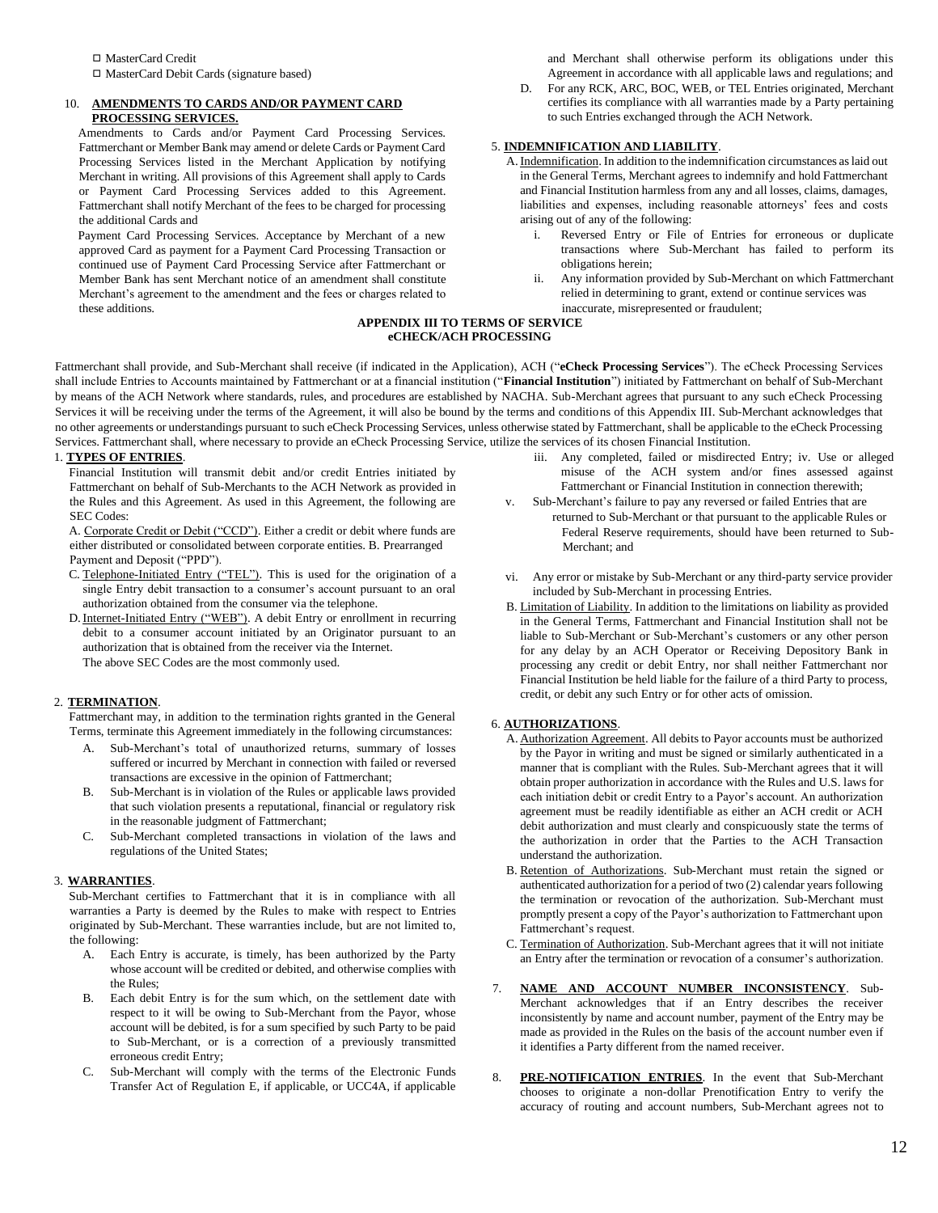☐ MasterCard Credit

☐ MasterCard Debit Cards (signature based)

10. **AMENDMENTS TO CARDS AND/OR PAYMENT CARD PROCESSING SERVICES.**

Amendments to Cards and/or Payment Card Processing Services. Fattmerchant or Member Bank may amend or delete Cards or Payment Card Processing Services listed in the Merchant Application by notifying Merchant in writing. All provisions of this Agreement shall apply to Cards or Payment Card Processing Services added to this Agreement. Fattmerchant shall notify Merchant of the fees to be charged for processing the additional Cards and

Payment Card Processing Services. Acceptance by Merchant of a new approved Card as payment for a Payment Card Processing Transaction or continued use of Payment Card Processing Service after Fattmerchant or Member Bank has sent Merchant notice of an amendment shall constitute Merchant's agreement to the amendment and the fees or charges related to these additions.

and Merchant shall otherwise perform its obligations under this Agreement in accordance with all applicable laws and regulations; and

D. For any RCK, ARC, BOC, WEB, or TEL Entries originated, Merchant certifies its compliance with all warranties made by a Party pertaining to such Entries exchanged through the ACH Network.

5. **INDEMNIFICATION AND LIABILITY**.

A. Indemnification. In addition to the indemnification circumstances as laid out in the General Terms, Merchant agrees to indemnify and hold Fattmerchant and Financial Institution harmless from any and all losses, claims, damages, liabilities and expenses, including reasonable attorneys' fees and costs arising out of any of the following:

i. Reversed Entry or File of Entries for erroneous or duplicate transactions where Sub-Merchant has failed to perform its obligations herein;

ii. Any information provided by Sub-Merchant on which Fattmerchant relied in determining to grant, extend or continue services was inaccurate, misrepresented or fraudulent;

## APPENDIX III TO TERMS OF SERVICE eCHECK/ACH PROCESSING

Fattmerchant shall provide, and Sub-Merchant shall receive (if indicated in the Application), ACH ("**eCheck Processing Services**"). The eCheck Processing Services shall include Entries to Accounts maintained by Fattmerchant or at a financial institution ("**Financial Institution**") initiated by Fattmerchant on behalf of Sub-Merchant by means of the ACH Network where standards, rules, and procedures are established by NACHA. Sub-Merchant agrees that pursuant to any such eCheck Processing Services it will be receiving under the terms of the Agreement, it will also be bound by the terms and conditions of this Appendix III. Sub-Merchant acknowledges that no other agreements or understandings pursuant to such eCheck Processing Services, unless otherwise stated by Fattmerchant, shall be applicable to the eCheck Processing Services. Fattmerchant shall, where necessary to provide an eCheck Processing Service, utilize the services of its chosen Financial Institution.

1. **TYPES OF ENTRIES**.

Financial Institution will transmit debit and/or credit Entries initiated by Fattmerchant on behalf of Sub-Merchants to the ACH Network as provided in the Rules and this Agreement. As used in this Agreement, the following are SEC Codes:

A. Corporate Credit or Debit ("CCD"). Either a credit or debit where funds are either distributed or consolidated between corporate entities. B. Prearranged Payment and Deposit ("PPD").

C. Telephone-Initiated Entry ("TEL"). This is used for the origination of a single Entry debit transaction to a consumer's account pursuant to an oral authorization obtained from the consumer via the telephone.

D. Internet-Initiated Entry ("WEB"). A debit Entry or enrollment in recurring debit to a consumer account initiated by an Originator pursuant to an authorization that is obtained from the receiver via the Internet.

The above SEC Codes are the most commonly used.

2. **TERMINATION**.

Fattmerchant may, in addition to the termination rights granted in the General Terms, terminate this Agreement immediately in the following circumstances:

A. Sub-Merchant's total of unauthorized returns, summary of losses suffered or incurred by Merchant in connection with failed or reversed transactions are excessive in the opinion of Fattmerchant;

B. Sub-Merchant is in violation of the Rules or applicable laws provided that such violation presents a reputational, financial or regulatory risk in the reasonable judgment of Fattmerchant;

C. Sub-Merchant completed transactions in violation of the laws and regulations of the United States;

3. **WARRANTIES**.

Sub-Merchant certifies to Fattmerchant that it is in compliance with all warranties a Party is deemed by the Rules to make with respect to Entries originated by Sub-Merchant. These warranties include, but are not limited to, the following:

A. Each Entry is accurate, is timely, has been authorized by the Party whose account will be credited or debited, and otherwise complies with the Rules;

B. Each debit Entry is for the sum which, on the settlement date with respect to it will be owing to Sub-Merchant from the Payor, whose account will be debited, is for a sum specified by such Party to be paid to Sub-Merchant, or is a correction of a previously transmitted erroneous credit Entry;

C. Sub-Merchant will comply with the terms of the Electronic Funds Transfer Act of Regulation E, if applicable, or UCC4A, if applicable

iii. Any completed, failed or misdirected Entry; iv. Use or alleged misuse of the ACH system and/or fines assessed against Fattmerchant or Financial Institution in connection therewith;

v. Sub-Merchant's failure to pay any reversed or failed Entries that are returned to Sub-Merchant or that pursuant to the applicable Rules or Federal Reserve requirements, should have been returned to Sub-Merchant; and

vi. Any error or mistake by Sub-Merchant or any third-party service provider included by Sub-Merchant in processing Entries.

B. Limitation of Liability. In addition to the limitations on liability as provided in the General Terms, Fattmerchant and Financial Institution shall not be liable to Sub-Merchant or Sub-Merchant's customers or any other person for any delay by an ACH Operator or Receiving Depository Bank in processing any credit or debit Entry, nor shall neither Fattmerchant nor Financial Institution be held liable for the failure of a third Party to process, credit, or debit any such Entry or for other acts of omission.

6. **AUTHORIZATIONS**.

A. Authorization Agreement. All debits to Payor accounts must be authorized by the Payor in writing and must be signed or similarly authenticated in a manner that is compliant with the Rules. Sub-Merchant agrees that it will obtain proper authorization in accordance with the Rules and U.S. laws for each initiation debit or credit Entry to a Payor's account. An authorization agreement must be readily identifiable as either an ACH credit or ACH debit authorization and must clearly and conspicuously state the terms of the authorization in order that the Parties to the ACH Transaction understand the authorization.

B. Retention of Authorizations. Sub-Merchant must retain the signed or authenticated authorization for a period of two (2) calendar years following the termination or revocation of the authorization. Sub-Merchant must promptly present a copy of the Payor's authorization to Fattmerchant upon Fattmerchant's request.

C. Termination of Authorization. Sub-Merchant agrees that it will not initiate an Entry after the termination or revocation of a consumer's authorization.

7. **NAME AND ACCOUNT NUMBER INCONSISTENCY**. Sub-Merchant acknowledges that if an Entry describes the receiver inconsistently by name and account number, payment of the Entry may be made as provided in the Rules on the basis of the account number even if it identifies a Party different from the named receiver.

8. **PRE-NOTIFICATION ENTRIES**. In the event that Sub-Merchant chooses to originate a non-dollar Prenotification Entry to verify the accuracy of routing and account numbers, Sub-Merchant agrees not to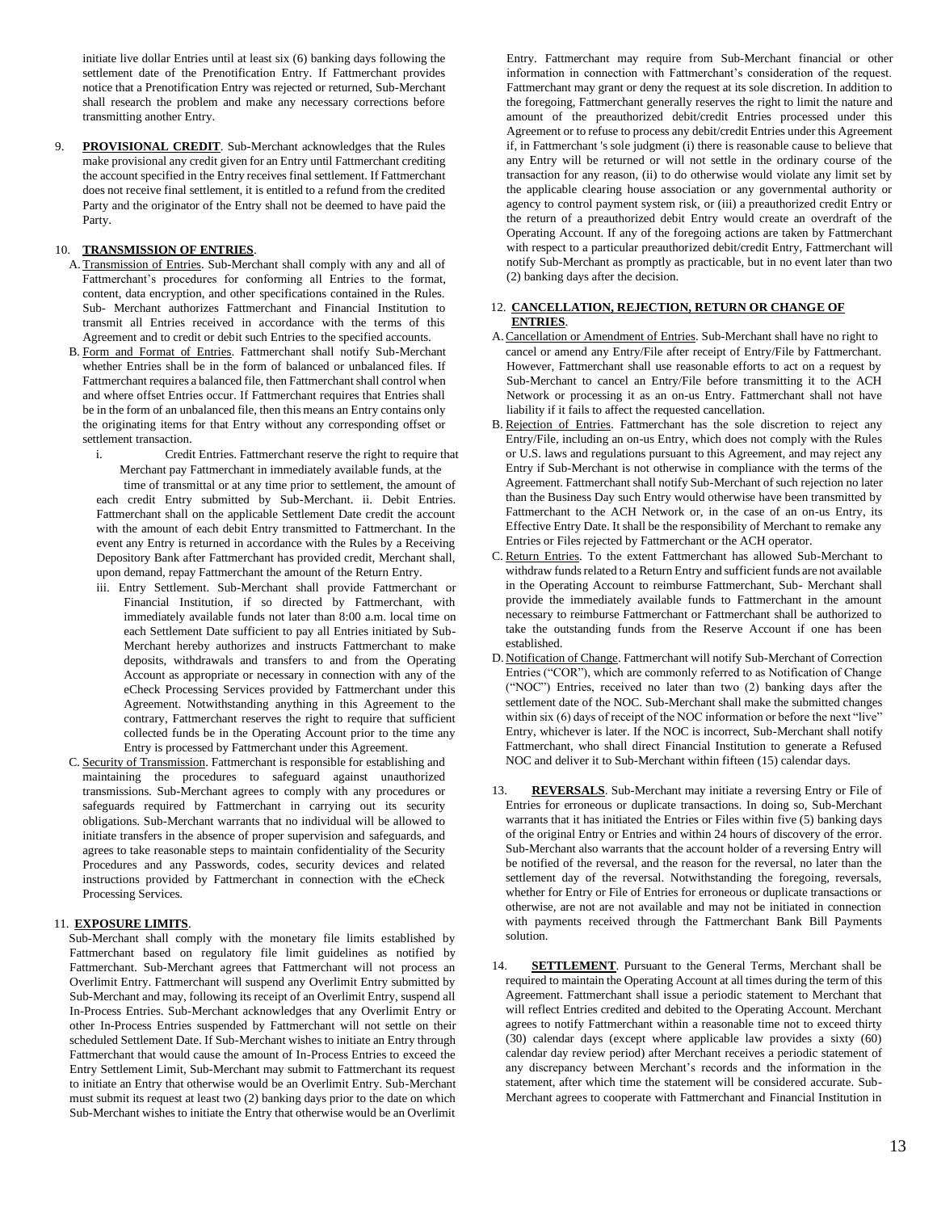initiate live dollar Entries until at least six (6) banking days following the settlement date of the Prenotification Entry. If Fattmerchant provides notice that a Prenotification Entry was rejected or returned, Sub-Merchant shall research the problem and make any necessary corrections before transmitting another Entry.

9. **PROVISIONAL CREDIT**. Sub-Merchant acknowledges that the Rules make provisional any credit given for an Entry until Fattmerchant crediting the account specified in the Entry receives final settlement. If Fattmerchant does not receive final settlement, it is entitled to a refund from the credited Party and the originator of the Entry shall not be deemed to have paid the Party.

10. **TRANSMISSION OF ENTRIES**.

A. Transmission of Entries. Sub-Merchant shall comply with any and all of Fattmerchant's procedures for conforming all Entries to the format, content, data encryption, and other specifications contained in the Rules. Sub- Merchant authorizes Fattmerchant and Financial Institution to transmit all Entries received in accordance with the terms of this Agreement and to credit or debit such Entries to the specified accounts.

B. Form and Format of Entries. Fattmerchant shall notify Sub-Merchant whether Entries shall be in the form of balanced or unbalanced files. If Fattmerchant requires a balanced file, then Fattmerchant shall control when and where offset Entries occur. If Fattmerchant requires that Entries shall be in the form of an unbalanced file, then this means an Entry contains only the originating items for that Entry without any corresponding offset or settlement transaction.

i. Credit Entries. Fattmerchant reserve the right to require that Merchant pay Fattmerchant in immediately available funds, at the time of transmittal or at any time prior to settlement, the amount of each credit Entry submitted by Sub-Merchant. ii. Debit Entries. Fattmerchant shall on the applicable Settlement Date credit the account with the amount of each debit Entry transmitted to Fattmerchant. In the event any Entry is returned in accordance with the Rules by a Receiving Depository Bank after Fattmerchant has provided credit, Merchant shall, upon demand, repay Fattmerchant the amount of the Return Entry.

iii. Entry Settlement. Sub-Merchant shall provide Fattmerchant or Financial Institution, if so directed by Fattmerchant, with immediately available funds not later than 8:00 a.m. local time on each Settlement Date sufficient to pay all Entries initiated by Sub-Merchant hereby authorizes and instructs Fattmerchant to make deposits, withdrawals and transfers to and from the Operating Account as appropriate or necessary in connection with any of the eCheck Processing Services provided by Fattmerchant under this Agreement. Notwithstanding anything in this Agreement to the contrary, Fattmerchant reserves the right to require that sufficient collected funds be in the Operating Account prior to the time any Entry is processed by Fattmerchant under this Agreement.

C. Security of Transmission. Fattmerchant is responsible for establishing and maintaining the procedures to safeguard against unauthorized transmissions. Sub-Merchant agrees to comply with any procedures or safeguards required by Fattmerchant in carrying out its security obligations. Sub-Merchant warrants that no individual will be allowed to initiate transfers in the absence of proper supervision and safeguards, and agrees to take reasonable steps to maintain confidentiality of the Security Procedures and any Passwords, codes, security devices and related instructions provided by Fattmerchant in connection with the eCheck Processing Services.

11. **EXPOSURE LIMITS**.

Sub-Merchant shall comply with the monetary file limits established by Fattmerchant based on regulatory file limit guidelines as notified by Fattmerchant. Sub-Merchant agrees that Fattmerchant will not process an Overlimit Entry. Fattmerchant will suspend any Overlimit Entry submitted by Sub-Merchant and may, following its receipt of an Overlimit Entry, suspend all In-Process Entries. Sub-Merchant acknowledges that any Overlimit Entry or other In-Process Entries suspended by Fattmerchant will not settle on their scheduled Settlement Date. If Sub-Merchant wishes to initiate an Entry through Fattmerchant that would cause the amount of In-Process Entries to exceed the Entry Settlement Limit, Sub-Merchant may submit to Fattmerchant its request to initiate an Entry that otherwise would be an Overlimit Entry. Sub-Merchant must submit its request at least two (2) banking days prior to the date on which Sub-Merchant wishes to initiate the Entry that otherwise would be an Overlimit Entry. Fattmerchant may require from Sub-Merchant financial or other information in connection with Fattmerchant's consideration of the request. Fattmerchant may grant or deny the request at its sole discretion. In addition to the foregoing, Fattmerchant generally reserves the right to limit the nature and amount of the preauthorized debit/credit Entries processed under this Agreement or to refuse to process any debit/credit Entries under this Agreement if, in Fattmerchant 's sole judgment (i) there is reasonable cause to believe that any Entry will be returned or will not settle in the ordinary course of the transaction for any reason, (ii) to do otherwise would violate any limit set by the applicable clearing house association or any governmental authority or agency to control payment system risk, or (iii) a preauthorized credit Entry or the return of a preauthorized debit Entry would create an overdraft of the Operating Account. If any of the foregoing actions are taken by Fattmerchant with respect to a particular preauthorized debit/credit Entry, Fattmerchant will notify Sub-Merchant as promptly as practicable, but in no event later than two (2) banking days after the decision.

12. **CANCELLATION, REJECTION, RETURN OR CHANGE OF ENTRIES**.

A. Cancellation or Amendment of Entries. Sub-Merchant shall have no right to cancel or amend any Entry/File after receipt of Entry/File by Fattmerchant. However, Fattmerchant shall use reasonable efforts to act on a request by Sub-Merchant to cancel an Entry/File before transmitting it to the ACH Network or processing it as an on-us Entry. Fattmerchant shall not have liability if it fails to affect the requested cancellation.

B. Rejection of Entries. Fattmerchant has the sole discretion to reject any Entry/File, including an on-us Entry, which does not comply with the Rules or U.S. laws and regulations pursuant to this Agreement, and may reject any Entry if Sub-Merchant is not otherwise in compliance with the terms of the Agreement. Fattmerchant shall notify Sub-Merchant of such rejection no later than the Business Day such Entry would otherwise have been transmitted by Fattmerchant to the ACH Network or, in the case of an on-us Entry, its Effective Entry Date. It shall be the responsibility of Merchant to remake any Entries or Files rejected by Fattmerchant or the ACH operator.

C. Return Entries. To the extent Fattmerchant has allowed Sub-Merchant to withdraw funds related to a Return Entry and sufficient funds are not available in the Operating Account to reimburse Fattmerchant, Sub- Merchant shall provide the immediately available funds to Fattmerchant in the amount necessary to reimburse Fattmerchant or Fattmerchant shall be authorized to take the outstanding funds from the Reserve Account if one has been established.

D. Notification of Change. Fattmerchant will notify Sub-Merchant of Correction Entries ("COR"), which are commonly referred to as Notification of Change ("NOC") Entries, received no later than two (2) banking days after the settlement date of the NOC. Sub-Merchant shall make the submitted changes within six (6) days of receipt of the NOC information or before the next "live" Entry, whichever is later. If the NOC is incorrect, Sub-Merchant shall notify Fattmerchant, who shall direct Financial Institution to generate a Refused NOC and deliver it to Sub-Merchant within fifteen (15) calendar days.

13. **REVERSALS**. Sub-Merchant may initiate a reversing Entry or File of Entries for erroneous or duplicate transactions. In doing so, Sub-Merchant warrants that it has initiated the Entries or Files within five (5) banking days of the original Entry or Entries and within 24 hours of discovery of the error. Sub-Merchant also warrants that the account holder of a reversing Entry will be notified of the reversal, and the reason for the reversal, no later than the settlement day of the reversal. Notwithstanding the foregoing, reversals, whether for Entry or File of Entries for erroneous or duplicate transactions or otherwise, are not are not available and may not be initiated in connection with payments received through the Fattmerchant Bank Bill Payments solution.

14. **SETTLEMENT**. Pursuant to the General Terms, Merchant shall be required to maintain the Operating Account at all times during the term of this Agreement. Fattmerchant shall issue a periodic statement to Merchant that will reflect Entries credited and debited to the Operating Account. Merchant agrees to notify Fattmerchant within a reasonable time not to exceed thirty (30) calendar days (except where applicable law provides a sixty (60) calendar day review period) after Merchant receives a periodic statement of any discrepancy between Merchant's records and the information in the statement, after which time the statement will be considered accurate. Sub-Merchant agrees to cooperate with Fattmerchant and Financial Institution in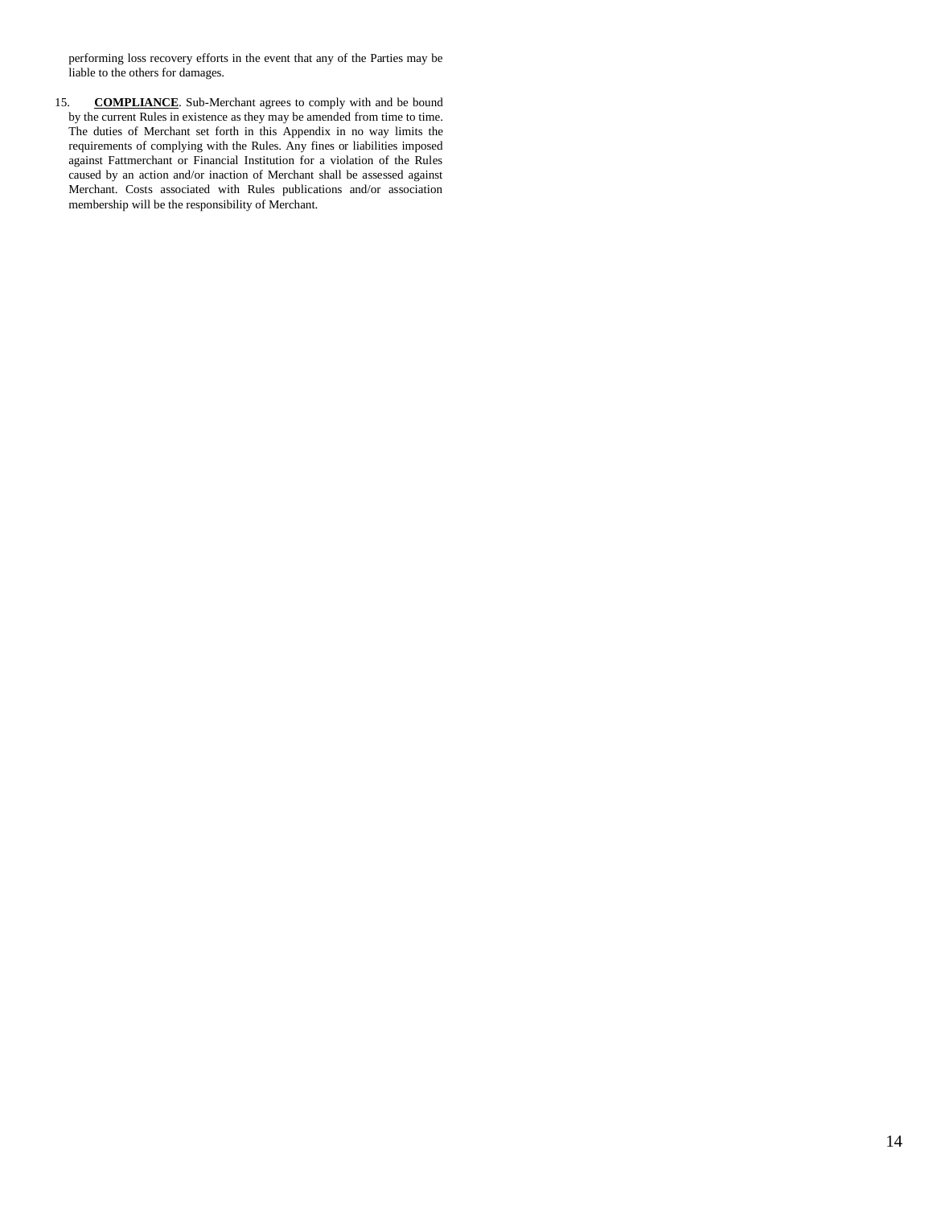performing loss recovery efforts in the event that any of the Parties may be liable to the others for damages.

15. **COMPLIANCE**. Sub-Merchant agrees to comply with and be bound by the current Rules in existence as they may be amended from time to time. The duties of Merchant set forth in this Appendix in no way limits the requirements of complying with the Rules. Any fines or liabilities imposed against Fattmerchant or Financial Institution for a violation of the Rules caused by an action and/or inaction of Merchant shall be assessed against Merchant. Costs associated with Rules publications and/or association membership will be the responsibility of Merchant.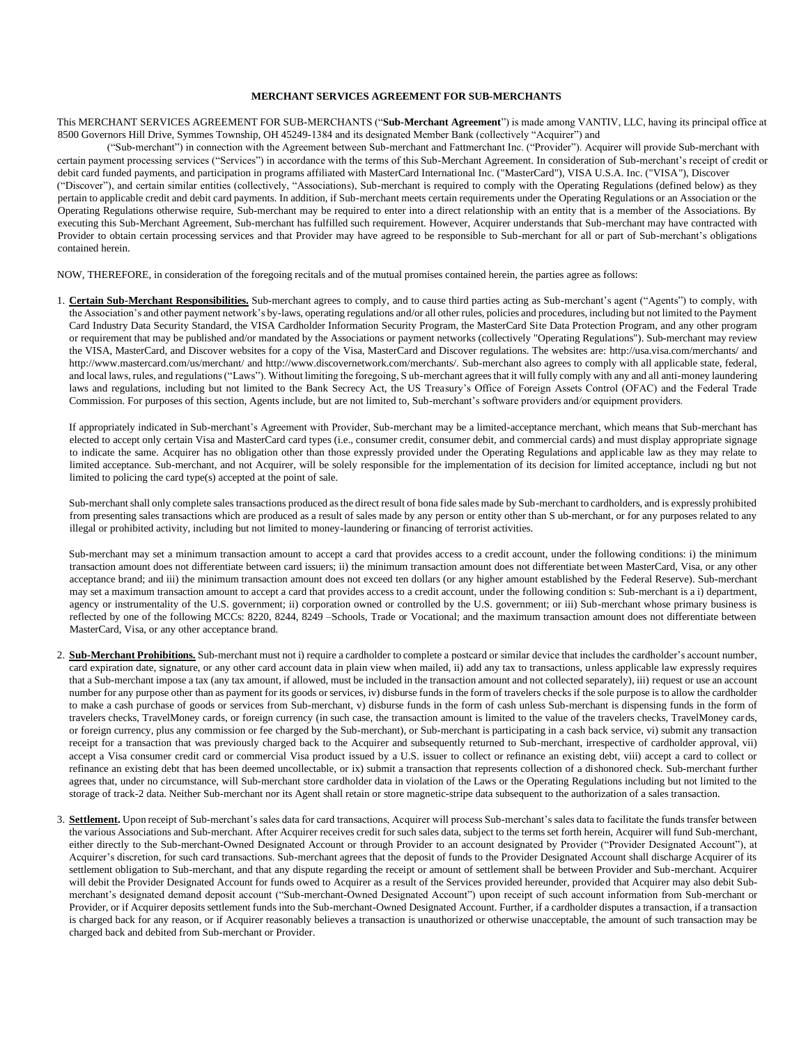**MERCHANT SERVICES AGREEMENT FOR SUB-MERCHANTS**

This MERCHANT SERVICES AGREEMENT FOR SUB-MERCHANTS ("**Sub-Merchant Agreement**") is made among VANTIV, LLC, having its principal office at 8500 Governors Hill Drive, Symmes Township, OH 45249-1384 and its designated Member Bank (collectively "Acquirer") and ("Sub-merchant") in connection with the Agreement between Sub-merchant and Fattmerchant Inc. ("Provider"). Acquirer will provide Sub-merchant with certain payment processing services ("Services") in accordance with the terms of this Sub-Merchant Agreement. In consideration of Sub-merchant's receipt of credit or debit card funded payments, and participation in programs affiliated with MasterCard International Inc. ("MasterCard"), VISA U.S.A. Inc. ("VISA"), Discover ("Discover"), and certain similar entities (collectively, "Associations), Sub-merchant is required to comply with the Operating Regulations (defined below) as they pertain to applicable credit and debit card payments. In addition, if Sub-merchant meets certain requirements under the Operating Regulations or an Association or the Operating Regulations otherwise require, Sub-merchant may be required to enter into a direct relationship with an entity that is a member of the Associations. By executing this Sub-Merchant Agreement, Sub-merchant has fulfilled such requirement. However, Acquirer understands that Sub-merchant may have contracted with Provider to obtain certain processing services and that Provider may have agreed to be responsible to Sub-merchant for all or part of Sub-merchant's obligations contained herein.

NOW, THEREFORE, in consideration of the foregoing recitals and of the mutual promises contained herein, the parties agree as follows:

1. **Certain Sub-Merchant Responsibilities.** Sub-merchant agrees to comply, and to cause third parties acting as Sub-merchant's agent ("Agents") to comply, with the Association's and other payment network's by-laws, operating regulations and/or all other rules, policies and procedures, including but not limited to the Payment Card Industry Data Security Standard, the VISA Cardholder Information Security Program, the MasterCard Site Data Protection Program, and any other program or requirement that may be published and/or mandated by the Associations or payment networks (collectively "Operating Regulations"). Sub-merchant may review the VISA, MasterCard, and Discover websites for a copy of the Visa, MasterCard and Discover regulations. The websites are: http://usa.visa.com/merchants/ and http://www.mastercard.com/us/merchant/ and http://www.discovernetwork.com/merchants/. Sub-merchant also agrees to comply with all applicable state, federal, and local laws, rules, and regulations ("Laws"). Without limiting the foregoing, Sub-merchant agrees that it will fully comply with any and all anti-money laundering laws and regulations, including but not limited to the Bank Secrecy Act, the US Treasury's Office of Foreign Assets Control (OFAC) and the Federal Trade Commission. For purposes of this section, Agents include, but are not limited to, Sub-merchant's software providers and/or equipment providers.

   If appropriately indicated in Sub-merchant's Agreement with Provider, Sub-merchant may be a limited-acceptance merchant, which means that Sub-merchant has elected to accept only certain Visa and MasterCard card types (i.e., consumer credit, consumer debit, and commercial cards) and must display appropriate signage to indicate the same. Acquirer has no obligation other than those expressly provided under the Operating Regulations and applicable law as they may relate to limited acceptance. Sub-merchant, and not Acquirer, will be solely responsible for the implementation of its decision for limited acceptance, including but not limited to policing the card type(s) accepted at the point of sale.

   Sub-merchant shall only complete sales transactions produced as the direct result of bona fide sales made by Sub-merchant to cardholders, and is expressly prohibited from presenting sales transactions which are produced as a result of sales made by any person or entity other than Sub-merchant, or for any purposes related to any illegal or prohibited activity, including but not limited to money-laundering or financing of terrorist activities.

   Sub-merchant may set a minimum transaction amount to accept a card that provides access to a credit account, under the following conditions: i) the minimum transaction amount does not differentiate between card issuers; ii) the minimum transaction amount does not differentiate between MasterCard, Visa, or any other acceptance brand; and iii) the minimum transaction amount does not exceed ten dollars (or any higher amount established by the Federal Reserve). Sub-merchant may set a maximum transaction amount to accept a card that provides access to a credit account, under the following condition s: Sub-merchant is a i) department, agency or instrumentality of the U.S. government; ii) corporation owned or controlled by the U.S. government; or iii) Sub-merchant whose primary business is reflected by one of the following MCCs: 8220, 8244, 8249 –Schools, Trade or Vocational; and the maximum transaction amount does not differentiate between MasterCard, Visa, or any other acceptance brand.

2. **Sub-Merchant Prohibitions.** Sub-merchant must not i) require a cardholder to complete a postcard or similar device that includes the cardholder's account number, card expiration date, signature, or any other card account data in plain view when mailed, ii) add any tax to transactions, unless applicable law expressly requires that a Sub-merchant impose a tax (any tax amount, if allowed, must be included in the transaction amount and not collected separately), iii) request or use an account number for any purpose other than as payment for its goods or services, iv) disburse funds in the form of travelers checks if the sole purpose is to allow the cardholder to make a cash purchase of goods or services from Sub-merchant, v) disburse funds in the form of cash unless Sub-merchant is dispensing funds in the form of travelers checks, TravelMoney cards, or foreign currency (in such case, the transaction amount is limited to the value of the travelers checks, TravelMoney cards, or foreign currency, plus any commission or fee charged by the Sub-merchant), or Sub-merchant is participating in a cash back service, vi) submit any transaction receipt for a transaction that was previously charged back to the Acquirer and subsequently returned to Sub-merchant, irrespective of cardholder approval, vii) accept a Visa consumer credit card or commercial Visa product issued by a U.S. issuer to collect or refinance an existing debt, viii) accept a card to collect or refinance an existing debt that has been deemed uncollectable, or ix) submit a transaction that represents collection of a dishonored check. Sub-merchant further agrees that, under no circumstance, will Sub-merchant store cardholder data in violation of the Laws or the Operating Regulations including but not limited to the storage of track-2 data. Neither Sub-merchant nor its Agent shall retain or store magnetic-stripe data subsequent to the authorization of a sales transaction.

3. **Settlement.** Upon receipt of Sub-merchant's sales data for card transactions, Acquirer will process Sub-merchant's sales data to facilitate the funds transfer between the various Associations and Sub-merchant. After Acquirer receives credit for such sales data, subject to the terms set forth herein, Acquirer will fund Sub-merchant, either directly to the Sub-merchant-Owned Designated Account or through Provider to an account designated by Provider ("Provider Designated Account"), at Acquirer's discretion, for such card transactions. Sub-merchant agrees that the deposit of funds to the Provider Designated Account shall discharge Acquirer of its settlement obligation to Sub-merchant, and that any dispute regarding the receipt or amount of settlement shall be between Provider and Sub-merchant. Acquirer will debit the Provider Designated Account for funds owed to Acquirer as a result of the Services provided hereunder, provided that Acquirer may also debit Sub-merchant's designated demand deposit account ("Sub-merchant-Owned Designated Account") upon receipt of such account information from Sub-merchant or Provider, or if Acquirer deposits settlement funds into the Sub-merchant-Owned Designated Account. Further, if a cardholder disputes a transaction, if a transaction is charged back for any reason, or if Acquirer reasonably believes a transaction is unauthorized or otherwise unacceptable, the amount of such transaction may be charged back and debited from Sub-merchant or Provider.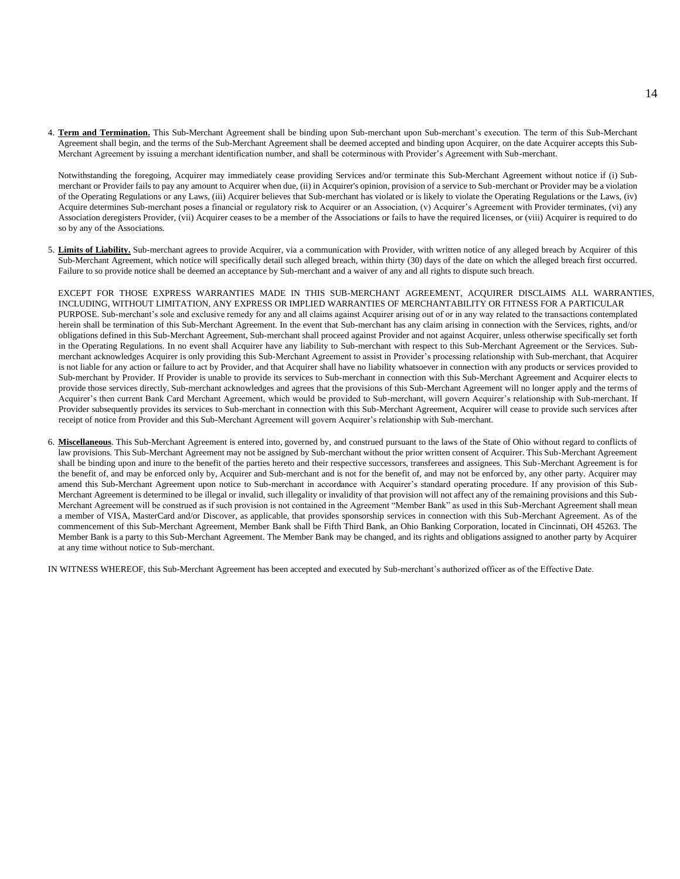4. **Term and Termination.** This Sub-Merchant Agreement shall be binding upon Sub-merchant upon Sub-merchant's execution. The term of this Sub-Merchant Agreement shall begin, and the terms of the Sub-Merchant Agreement shall be deemed accepted and binding upon Acquirer, on the date Acquirer accepts this Sub-Merchant Agreement by issuing a merchant identification number, and shall be coterminous with Provider's Agreement with Sub-merchant.

   Notwithstanding the foregoing, Acquirer may immediately cease providing Services and/or terminate this Sub-Merchant Agreement without notice if (i) Sub-merchant or Provider fails to pay any amount to Acquirer when due, (ii) in Acquirer's opinion, provision of a service to Sub-merchant or Provider may be a violation of the Operating Regulations or any Laws, (iii) Acquirer believes that Sub-merchant has violated or is likely to violate the Operating Regulations or the Laws, (iv) Acquire determines Sub-merchant poses a financial or regulatory risk to Acquirer or an Association, (v) Acquirer's Agreement with Provider terminates, (vi) any Association deregisters Provider, (vii) Acquirer ceases to be a member of the Associations or fails to have the required licenses, or (viii) Acquirer is required to do so by any of the Associations.

5. **Limits of Liability.** Sub-merchant agrees to provide Acquirer, via a communication with Provider, with written notice of any alleged breach by Acquirer of this Sub-Merchant Agreement, which notice will specifically detail such alleged breach, within thirty (30) days of the date on which the alleged breach first occurred. Failure to so provide notice shall be deemed an acceptance by Sub-merchant and a waiver of any and all rights to dispute such breach.

   EXCEPT FOR THOSE EXPRESS WARRANTIES MADE IN THIS SUB-MERCHANT AGREEMENT, ACQUIRER DISCLAIMS ALL WARRANTIES, INCLUDING, WITHOUT LIMITATION, ANY EXPRESS OR IMPLIED WARRANTIES OF MERCHANTABILITY OR FITNESS FOR A PARTICULAR PURPOSE. Sub-merchant's sole and exclusive remedy for any and all claims against Acquirer arising out of or in any way related to the transactions contemplated herein shall be termination of this Sub-Merchant Agreement. In the event that Sub-merchant has any claim arising in connection with the Services, rights, and/or obligations defined in this Sub-Merchant Agreement, Sub-merchant shall proceed against Provider and not against Acquirer, unless otherwise specifically set forth in the Operating Regulations. In no event shall Acquirer have any liability to Sub-merchant with respect to this Sub-Merchant Agreement or the Services. Sub-merchant acknowledges Acquirer is only providing this Sub-Merchant Agreement to assist in Provider's processing relationship with Sub-merchant, that Acquirer is not liable for any action or failure to act by Provider, and that Acquirer shall have no liability whatsoever in connection with any products or services provided to Sub-merchant by Provider. If Provider is unable to provide its services to Sub-merchant in connection with this Sub-Merchant Agreement and Acquirer elects to provide those services directly, Sub-merchant acknowledges and agrees that the provisions of this Sub-Merchant Agreement will no longer apply and the terms of Acquirer's then current Bank Card Merchant Agreement, which would be provided to Sub-merchant, will govern Acquirer's relationship with Sub-merchant. If Provider subsequently provides its services to Sub-merchant in connection with this Sub-Merchant Agreement, Acquirer will cease to provide such services after receipt of notice from Provider and this Sub-Merchant Agreement will govern Acquirer's relationship with Sub-merchant.

6. **Miscellaneous**. This Sub-Merchant Agreement is entered into, governed by, and construed pursuant to the laws of the State of Ohio without regard to conflicts of law provisions. This Sub-Merchant Agreement may not be assigned by Sub-merchant without the prior written consent of Acquirer. This Sub-Merchant Agreement shall be binding upon and inure to the benefit of the parties hereto and their respective successors, transferees and assignees. This Sub-Merchant Agreement is for the benefit of, and may be enforced only by, Acquirer and Sub-merchant and is not for the benefit of, and may not be enforced by, any other party. Acquirer may amend this Sub-Merchant Agreement upon notice to Sub-merchant in accordance with Acquirer's standard operating procedure. If any provision of this Sub-Merchant Agreement is determined to be illegal or invalid, such illegality or invalidity of that provision will not affect any of the remaining provisions and this Sub-Merchant Agreement will be construed as if such provision is not contained in the Agreement "Member Bank" as used in this Sub-Merchant Agreement shall mean a member of VISA, MasterCard and/or Discover, as applicable, that provides sponsorship services in connection with this Sub-Merchant Agreement. As of the commencement of this Sub-Merchant Agreement, Member Bank shall be Fifth Third Bank, an Ohio Banking Corporation, located in Cincinnati, OH 45263. The Member Bank is a party to this Sub-Merchant Agreement. The Member Bank may be changed, and its rights and obligations assigned to another party by Acquirer at any time without notice to Sub-merchant.

IN WITNESS WHEREOF, this Sub-Merchant Agreement has been accepted and executed by Sub-merchant's authorized officer as of the Effective Date.